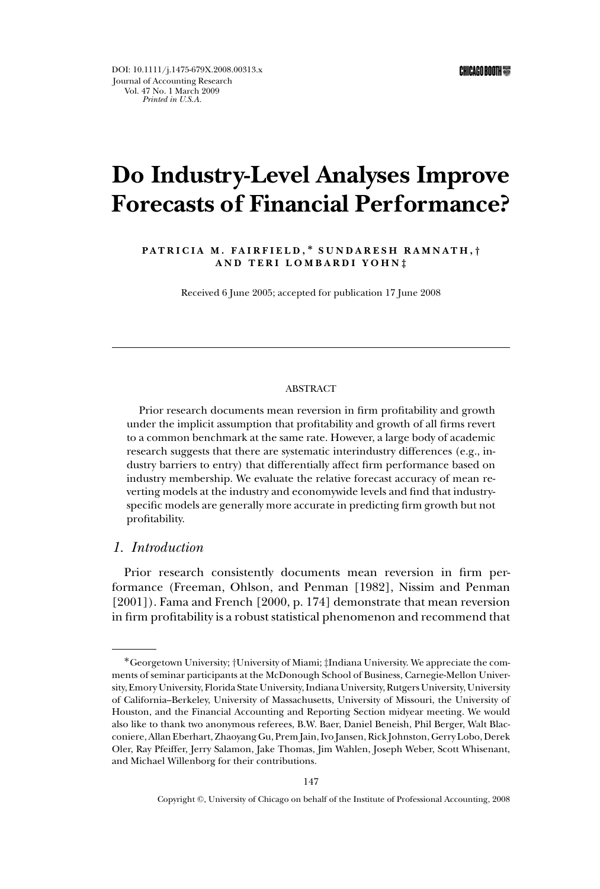DOI: 10.1111/j.1475-679X.2008.00313.x
Journal of Accounting Research
Vol. 47 No. 1 March 2009
*Printed in U.S.A.*

# Do Industry-Level Analyses Improve Forecasts of Financial Performance?

PATRICIA M. FAIRFIELD,* SUNDARESH RAMNATH,† AND TERI LOMBARDI YOHN‡

Received 6 June 2005; accepted for publication 17 June 2008

ABSTRACT

Prior research documents mean reversion in firm profitability and growth under the implicit assumption that profitability and growth of all firms revert to a common benchmark at the same rate. However, a large body of academic research suggests that there are systematic interindustry differences (e.g., industry barriers to entry) that differentially affect firm performance based on industry membership. We evaluate the relative forecast accuracy of mean reverting models at the industry and economywide levels and find that industry-specific models are generally more accurate in predicting firm growth but not profitability.

## 1. Introduction

Prior research consistently documents mean reversion in firm performance (Freeman, Ohlson, and Penman [1982], Nissim and Penman [2001]). Fama and French [2000, p. 174] demonstrate that mean reversion in firm profitability is a robust statistical phenomenon and recommend that

---

*Georgetown University; †University of Miami; ‡Indiana University. We appreciate the comments of seminar participants at the McDonough School of Business, Carnegie-Mellon University, Emory University, Florida State University, Indiana University, Rutgers University, University of California–Berkeley, University of Massachusetts, University of Missouri, the University of Houston, and the Financial Accounting and Reporting Section midyear meeting. We would also like to thank two anonymous referees, B.W. Baer, Daniel Beneish, Phil Berger, Walt Blacconiere, Allan Eberhart, Zhaoyang Gu, Prem Jain, Ivo Jansen, Rick Johnston, Gerry Lobo, Derek Oler, Ray Pfeiffer, Jerry Salamon, Jake Thomas, Jim Wahlen, Joseph Weber, Scott Whisenant, and Michael Willenborg for their contributions.

Copyright ©, University of Chicago on behalf of the Institute of Professional Accounting, 2008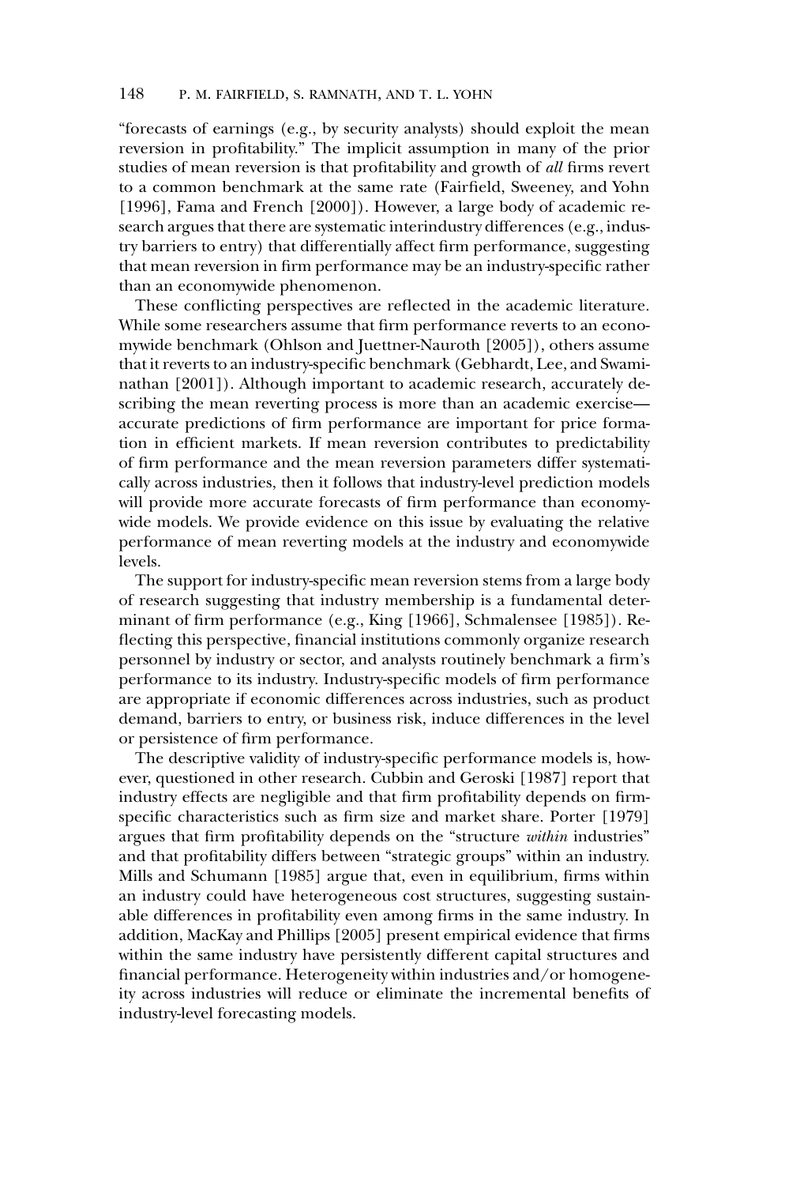"forecasts of earnings (e.g., by security analysts) should exploit the mean reversion in profitability." The implicit assumption in many of the prior studies of mean reversion is that profitability and growth of *all* firms revert to a common benchmark at the same rate (Fairfield, Sweeney, and Yohn [1996], Fama and French [2000]). However, a large body of academic research argues that there are systematic interindustry differences (e.g., industry barriers to entry) that differentially affect firm performance, suggesting that mean reversion in firm performance may be an industry-specific rather than an economywide phenomenon.

These conflicting perspectives are reflected in the academic literature. While some researchers assume that firm performance reverts to an economywide benchmark (Ohlson and Juettner-Nauroth [2005]), others assume that it reverts to an industry-specific benchmark (Gebhardt, Lee, and Swaminathan [2001]). Although important to academic research, accurately describing the mean reverting process is more than an academic exercise—accurate predictions of firm performance are important for price formation in efficient markets. If mean reversion contributes to predictability of firm performance and the mean reversion parameters differ systematically across industries, then it follows that industry-level prediction models will provide more accurate forecasts of firm performance than economywide models. We provide evidence on this issue by evaluating the relative performance of mean reverting models at the industry and economywide levels.

The support for industry-specific mean reversion stems from a large body of research suggesting that industry membership is a fundamental determinant of firm performance (e.g., King [1966], Schmalensee [1985]). Reflecting this perspective, financial institutions commonly organize research personnel by industry or sector, and analysts routinely benchmark a firm's performance to its industry. Industry-specific models of firm performance are appropriate if economic differences across industries, such as product demand, barriers to entry, or business risk, induce differences in the level or persistence of firm performance.

The descriptive validity of industry-specific performance models is, however, questioned in other research. Cubbin and Geroski [1987] report that industry effects are negligible and that firm profitability depends on firm-specific characteristics such as firm size and market share. Porter [1979] argues that firm profitability depends on the "structure *within* industries" and that profitability differs between "strategic groups" within an industry. Mills and Schumann [1985] argue that, even in equilibrium, firms within an industry could have heterogeneous cost structures, suggesting sustainable differences in profitability even among firms in the same industry. In addition, MacKay and Phillips [2005] present empirical evidence that firms within the same industry have persistently different capital structures and financial performance. Heterogeneity within industries and/or homogeneity across industries will reduce or eliminate the incremental benefits of industry-level forecasting models.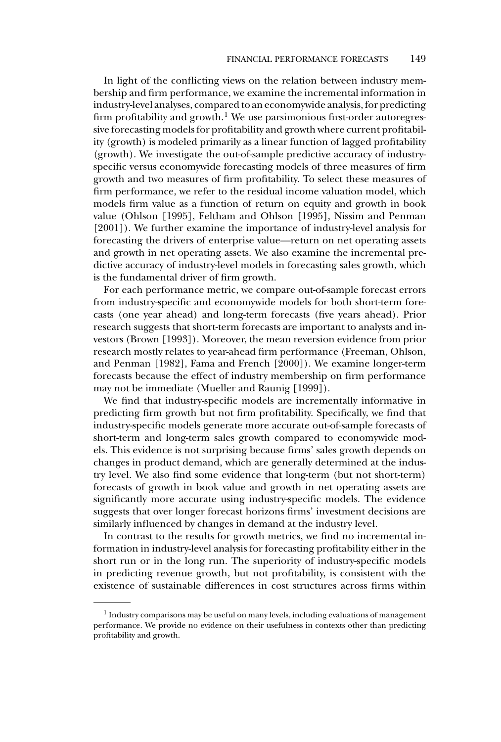In light of the conflicting views on the relation between industry membership and firm performance, we examine the incremental information in industry-level analyses, compared to an economywide analysis, for predicting firm profitability and growth.[1] We use parsimonious first-order autoregressive forecasting models for profitability and growth where current profitability (growth) is modeled primarily as a linear function of lagged profitability (growth). We investigate the out-of-sample predictive accuracy of industry-specific versus economywide forecasting models of three measures of firm growth and two measures of firm profitability. To select these measures of firm performance, we refer to the residual income valuation model, which models firm value as a function of return on equity and growth in book value (Ohlson [1995], Feltham and Ohlson [1995], Nissim and Penman [2001]). We further examine the importance of industry-level analysis for forecasting the drivers of enterprise value—return on net operating assets and growth in net operating assets. We also examine the incremental predictive accuracy of industry-level models in forecasting sales growth, which is the fundamental driver of firm growth.

For each performance metric, we compare out-of-sample forecast errors from industry-specific and economywide models for both short-term forecasts (one year ahead) and long-term forecasts (five years ahead). Prior research suggests that short-term forecasts are important to analysts and investors (Brown [1993]). Moreover, the mean reversion evidence from prior research mostly relates to year-ahead firm performance (Freeman, Ohlson, and Penman [1982], Fama and French [2000]). We examine longer-term forecasts because the effect of industry membership on firm performance may not be immediate (Mueller and Raunig [1999]).

We find that industry-specific models are incrementally informative in predicting firm growth but not firm profitability. Specifically, we find that industry-specific models generate more accurate out-of-sample forecasts of short-term and long-term sales growth compared to economywide models. This evidence is not surprising because firms' sales growth depends on changes in product demand, which are generally determined at the industry level. We also find some evidence that long-term (but not short-term) forecasts of growth in book value and growth in net operating assets are significantly more accurate using industry-specific models. The evidence suggests that over longer forecast horizons firms' investment decisions are similarly influenced by changes in demand at the industry level.

In contrast to the results for growth metrics, we find no incremental information in industry-level analysis for forecasting profitability either in the short run or in the long run. The superiority of industry-specific models in predicting revenue growth, but not profitability, is consistent with the existence of sustainable differences in cost structures across firms within

[1] Industry comparisons may be useful on many levels, including evaluations of management performance. We provide no evidence on their usefulness in contexts other than predicting profitability and growth.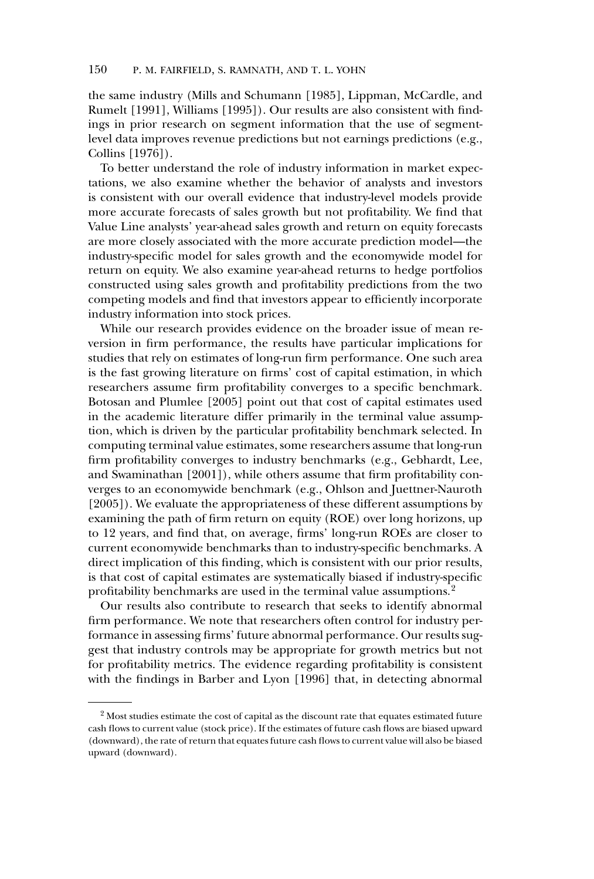the same industry (Mills and Schumann [1985], Lippman, McCardle, and Rumelt [1991], Williams [1995]). Our results are also consistent with findings in prior research on segment information that the use of segment-level data improves revenue predictions but not earnings predictions (e.g., Collins [1976]).

To better understand the role of industry information in market expectations, we also examine whether the behavior of analysts and investors is consistent with our overall evidence that industry-level models provide more accurate forecasts of sales growth but not profitability. We find that Value Line analysts' year-ahead sales growth and return on equity forecasts are more closely associated with the more accurate prediction model—the industry-specific model for sales growth and the economywide model for return on equity. We also examine year-ahead returns to hedge portfolios constructed using sales growth and profitability predictions from the two competing models and find that investors appear to efficiently incorporate industry information into stock prices.

While our research provides evidence on the broader issue of mean reversion in firm performance, the results have particular implications for studies that rely on estimates of long-run firm performance. One such area is the fast growing literature on firms' cost of capital estimation, in which researchers assume firm profitability converges to a specific benchmark. Botosan and Plumlee [2005] point out that cost of capital estimates used in the academic literature differ primarily in the terminal value assumption, which is driven by the particular profitability benchmark selected. In computing terminal value estimates, some researchers assume that long-run firm profitability converges to industry benchmarks (e.g., Gebhardt, Lee, and Swaminathan [2001]), while others assume that firm profitability converges to an economywide benchmark (e.g., Ohlson and Juettner-Nauroth [2005]). We evaluate the appropriateness of these different assumptions by examining the path of firm return on equity (ROE) over long horizons, up to 12 years, and find that, on average, firms' long-run ROEs are closer to current economywide benchmarks than to industry-specific benchmarks. A direct implication of this finding, which is consistent with our prior results, is that cost of capital estimates are systematically biased if industry-specific profitability benchmarks are used in the terminal value assumptions.[2]

Our results also contribute to research that seeks to identify abnormal firm performance. We note that researchers often control for industry performance in assessing firms' future abnormal performance. Our results suggest that industry controls may be appropriate for growth metrics but not for profitability metrics. The evidence regarding profitability is consistent with the findings in Barber and Lyon [1996] that, in detecting abnormal

---

[2] Most studies estimate the cost of capital as the discount rate that equates estimated future cash flows to current value (stock price). If the estimates of future cash flows are biased upward (downward), the rate of return that equates future cash flows to current value will also be biased upward (downward).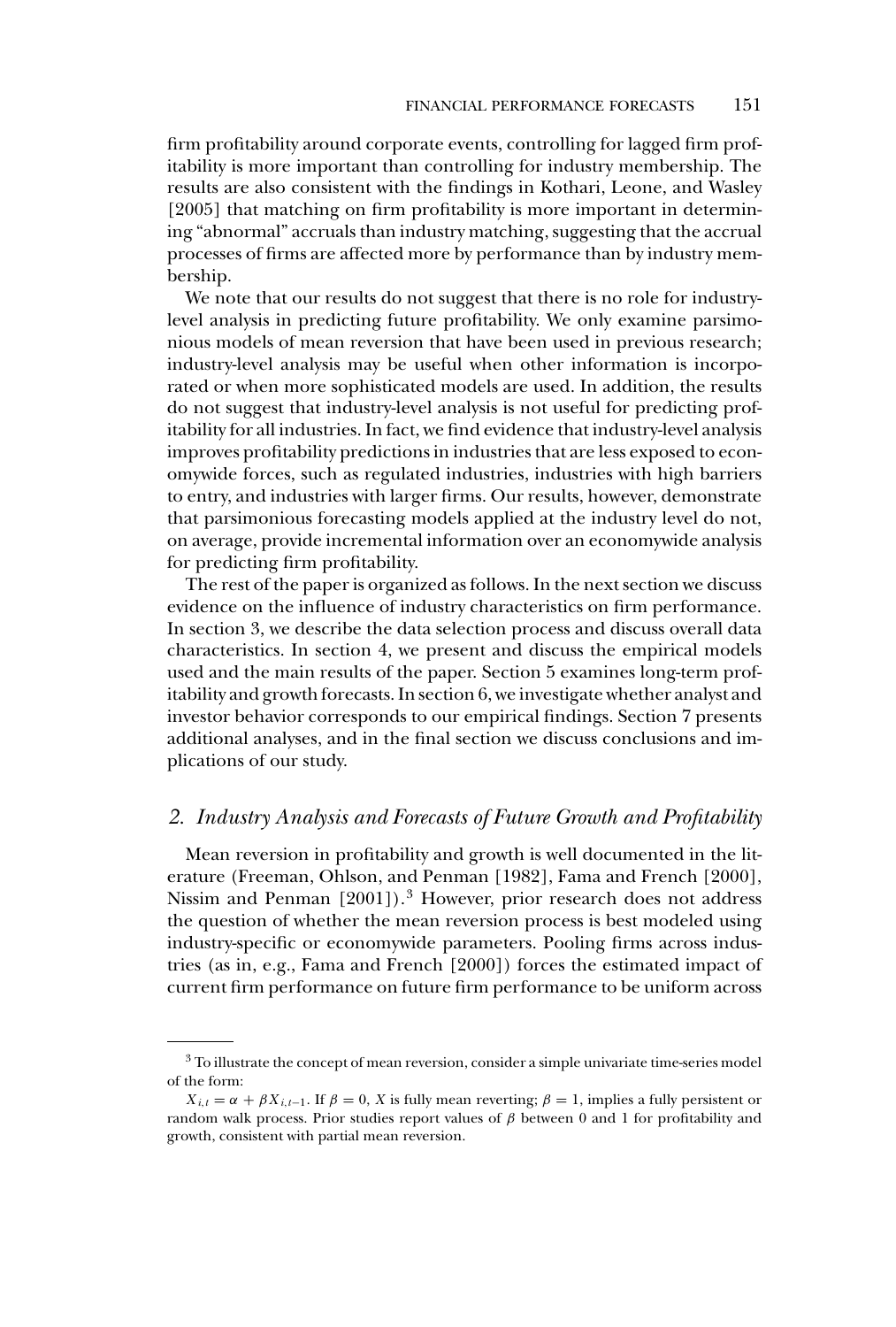firm profitability around corporate events, controlling for lagged firm profitability is more important than controlling for industry membership. The results are also consistent with the findings in Kothari, Leone, and Wasley [2005] that matching on firm profitability is more important in determining "abnormal" accruals than industry matching, suggesting that the accrual processes of firms are affected more by performance than by industry membership.

We note that our results do not suggest that there is no role for industry-level analysis in predicting future profitability. We only examine parsimonious models of mean reversion that have been used in previous research; industry-level analysis may be useful when other information is incorporated or when more sophisticated models are used. In addition, the results do not suggest that industry-level analysis is not useful for predicting profitability for all industries. In fact, we find evidence that industry-level analysis improves profitability predictions in industries that are less exposed to economywide forces, such as regulated industries, industries with high barriers to entry, and industries with larger firms. Our results, however, demonstrate that parsimonious forecasting models applied at the industry level do not, on average, provide incremental information over an economywide analysis for predicting firm profitability.

The rest of the paper is organized as follows. In the next section we discuss evidence on the influence of industry characteristics on firm performance. In section 3, we describe the data selection process and discuss overall data characteristics. In section 4, we present and discuss the empirical models used and the main results of the paper. Section 5 examines long-term profitability and growth forecasts. In section 6, we investigate whether analyst and investor behavior corresponds to our empirical findings. Section 7 presents additional analyses, and in the final section we discuss conclusions and implications of our study.

## *2. Industry Analysis and Forecasts of Future Growth and Profitability*

Mean reversion in profitability and growth is well documented in the literature (Freeman, Ohlson, and Penman [1982], Fama and French [2000], Nissim and Penman [2001]).[3] However, prior research does not address the question of whether the mean reversion process is best modeled using industry-specific or economywide parameters. Pooling firms across industries (as in, e.g., Fama and French [2000]) forces the estimated impact of current firm performance on future firm performance to be uniform across

---

[3] To illustrate the concept of mean reversion, consider a simple univariate time-series model of the form:

$X_{i,t} = \alpha + \beta X_{i,t-1}$. If $\beta = 0$, $X$ is fully mean reverting; $\beta = 1$, implies a fully persistent or random walk process. Prior studies report values of $\beta$ between 0 and 1 for profitability and growth, consistent with partial mean reversion.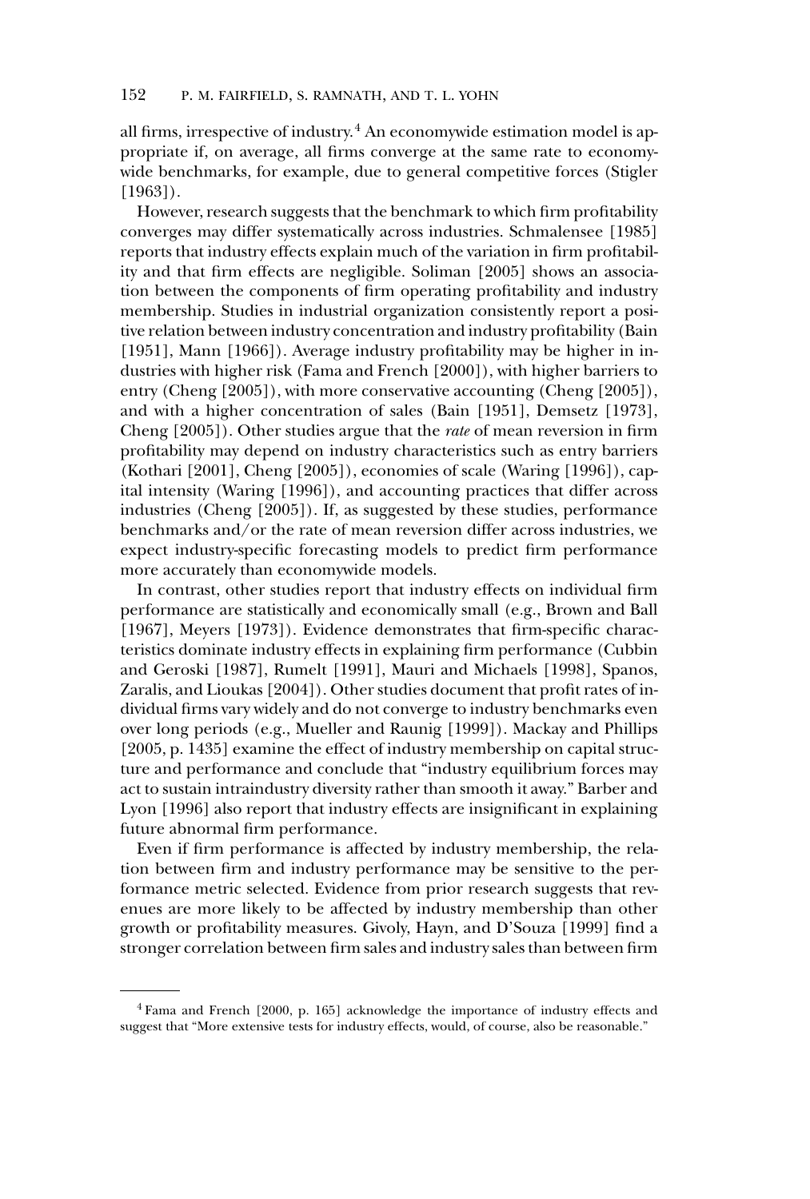all firms, irrespective of industry.[4] An economywide estimation model is appropriate if, on average, all firms converge at the same rate to economywide benchmarks, for example, due to general competitive forces (Stigler [1963]).

However, research suggests that the benchmark to which firm profitability converges may differ systematically across industries. Schmalensee [1985] reports that industry effects explain much of the variation in firm profitability and that firm effects are negligible. Soliman [2005] shows an association between the components of firm operating profitability and industry membership. Studies in industrial organization consistently report a positive relation between industry concentration and industry profitability (Bain [1951], Mann [1966]). Average industry profitability may be higher in industries with higher risk (Fama and French [2000]), with higher barriers to entry (Cheng [2005]), with more conservative accounting (Cheng [2005]), and with a higher concentration of sales (Bain [1951], Demsetz [1973], Cheng [2005]). Other studies argue that the *rate* of mean reversion in firm profitability may depend on industry characteristics such as entry barriers (Kothari [2001], Cheng [2005]), economies of scale (Waring [1996]), capital intensity (Waring [1996]), and accounting practices that differ across industries (Cheng [2005]). If, as suggested by these studies, performance benchmarks and/or the rate of mean reversion differ across industries, we expect industry-specific forecasting models to predict firm performance more accurately than economywide models.

In contrast, other studies report that industry effects on individual firm performance are statistically and economically small (e.g., Brown and Ball [1967], Meyers [1973]). Evidence demonstrates that firm-specific characteristics dominate industry effects in explaining firm performance (Cubbin and Geroski [1987], Rumelt [1991], Mauri and Michaels [1998], Spanos, Zaralis, and Lioukas [2004]). Other studies document that profit rates of individual firms vary widely and do not converge to industry benchmarks even over long periods (e.g., Mueller and Raunig [1999]). Mackay and Phillips [2005, p. 1435] examine the effect of industry membership on capital structure and performance and conclude that "industry equilibrium forces may act to sustain intraindustry diversity rather than smooth it away." Barber and Lyon [1996] also report that industry effects are insignificant in explaining future abnormal firm performance.

Even if firm performance is affected by industry membership, the relation between firm and industry performance may be sensitive to the performance metric selected. Evidence from prior research suggests that revenues are more likely to be affected by industry membership than other growth or profitability measures. Givoly, Hayn, and D'Souza [1999] find a stronger correlation between firm sales and industry sales than between firm

---

[4] Fama and French [2000, p. 165] acknowledge the importance of industry effects and suggest that "More extensive tests for industry effects, would, of course, also be reasonable."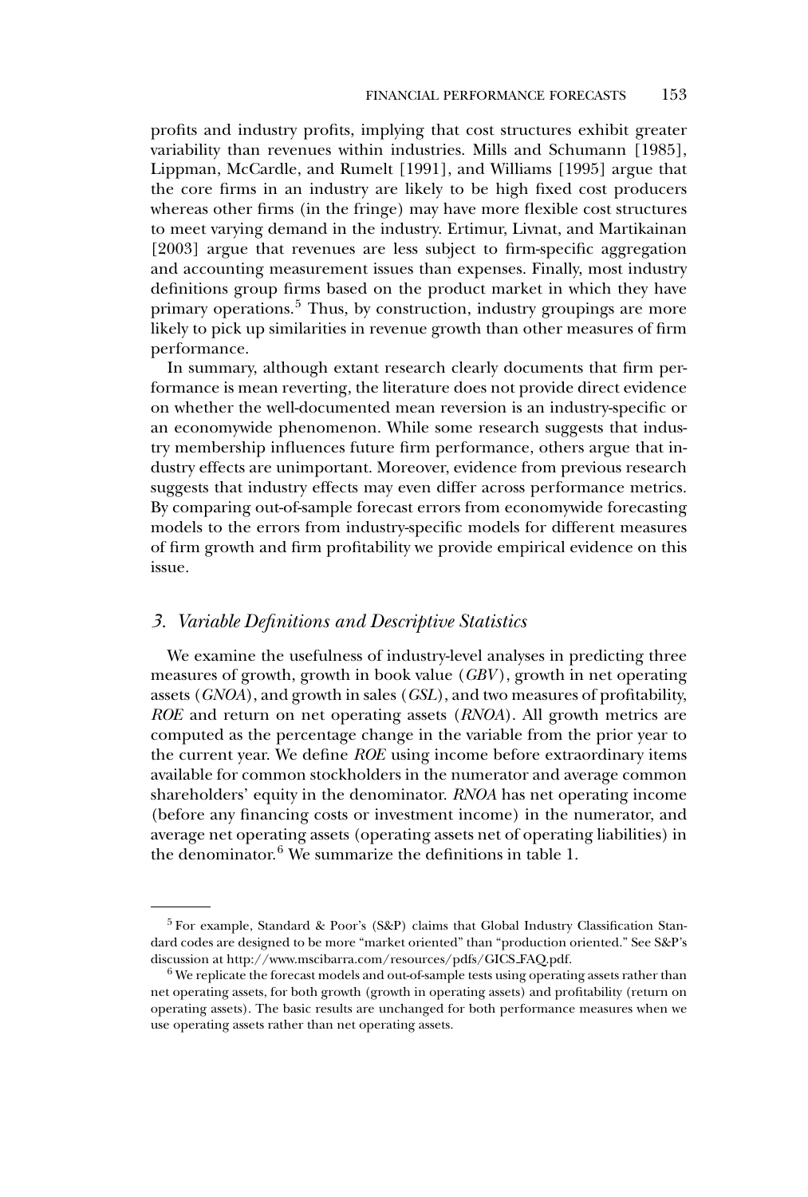profits and industry profits, implying that cost structures exhibit greater variability than revenues within industries. Mills and Schumann [1985], Lippman, McCardle, and Rumelt [1991], and Williams [1995] argue that the core firms in an industry are likely to be high fixed cost producers whereas other firms (in the fringe) may have more flexible cost structures to meet varying demand in the industry. Ertimur, Livnat, and Martikainan [2003] argue that revenues are less subject to firm-specific aggregation and accounting measurement issues than expenses. Finally, most industry definitions group firms based on the product market in which they have primary operations.[5] Thus, by construction, industry groupings are more likely to pick up similarities in revenue growth than other measures of firm performance.

In summary, although extant research clearly documents that firm performance is mean reverting, the literature does not provide direct evidence on whether the well-documented mean reversion is an industry-specific or an economywide phenomenon. While some research suggests that industry membership influences future firm performance, others argue that industry effects are unimportant. Moreover, evidence from previous research suggests that industry effects may even differ across performance metrics. By comparing out-of-sample forecast errors from economywide forecasting models to the errors from industry-specific models for different measures of firm growth and firm profitability we provide empirical evidence on this issue.

## *3. Variable Definitions and Descriptive Statistics*

We examine the usefulness of industry-level analyses in predicting three measures of growth, growth in book value (*GBV*), growth in net operating assets (*GNOA*), and growth in sales (*GSL*), and two measures of profitability, *ROE* and return on net operating assets (*RNOA*). All growth metrics are computed as the percentage change in the variable from the prior year to the current year. We define *ROE* using income before extraordinary items available for common stockholders in the numerator and average common shareholders' equity in the denominator. *RNOA* has net operating income (before any financing costs or investment income) in the numerator, and average net operating assets (operating assets net of operating liabilities) in the denominator.[6] We summarize the definitions in table 1.

---

[5] For example, Standard & Poor's (S&P) claims that Global Industry Classification Standard codes are designed to be more "market oriented" than "production oriented." See S&P's discussion at http://www.mscibarra.com/resources/pdfs/GICS_FAQ.pdf.

[6] We replicate the forecast models and out-of-sample tests using operating assets rather than net operating assets, for both growth (growth in operating assets) and profitability (return on operating assets). The basic results are unchanged for both performance measures when we use operating assets rather than net operating assets.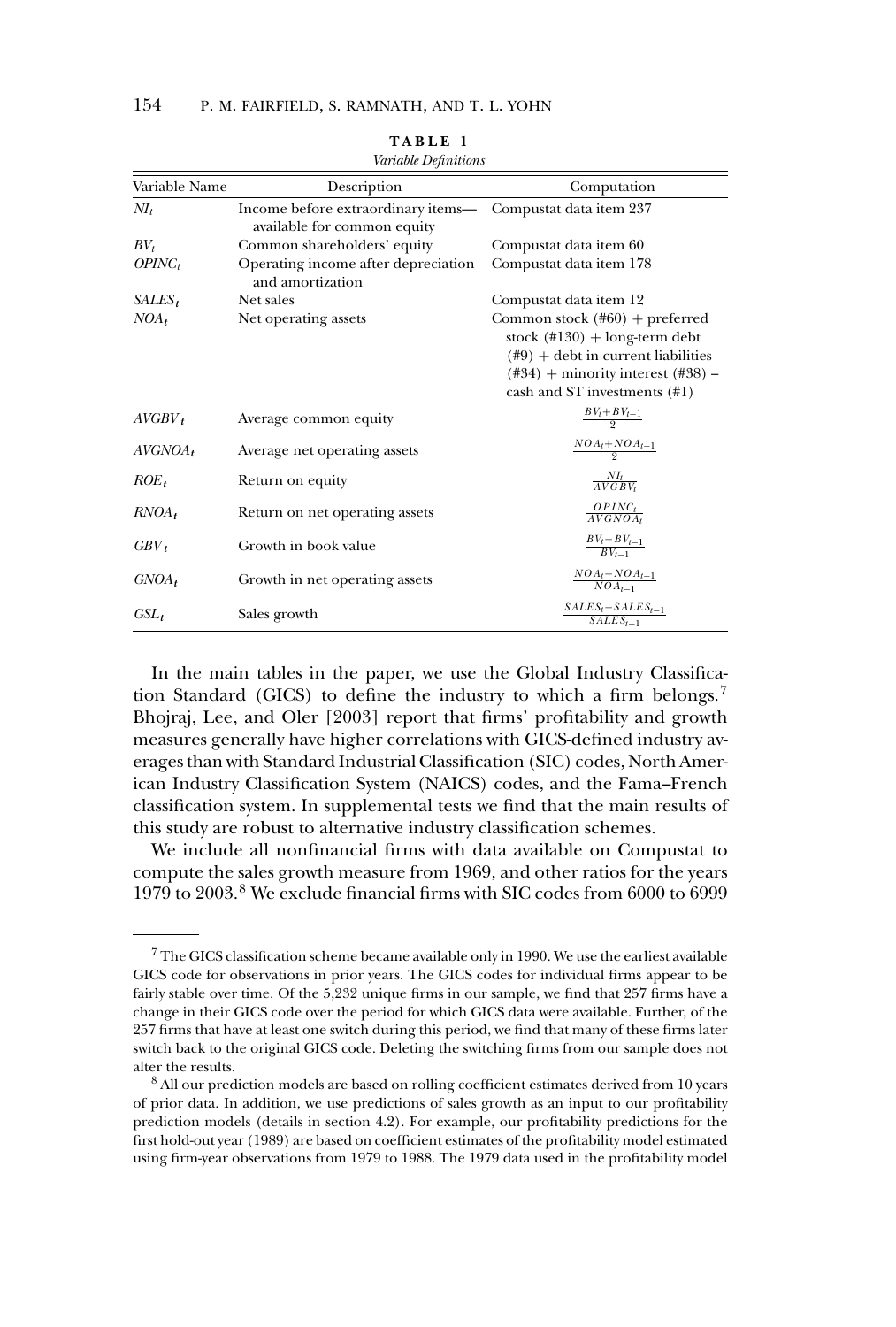**TABLE 1**
*Variable Definitions*

| Variable Name | Description | Computation |
|---|---|---|
| $NI_t$ | Income before extraordinary items—available for common equity | Compustat data item 237 |
| $BV_t$ | Common shareholders' equity | Compustat data item 60 |
| $OPINC_t$ | Operating income after depreciation and amortization | Compustat data item 178 |
| $SALES_t$ | Net sales | Compustat data item 12 |
| $NOA_t$ | Net operating assets | Common stock (#60) + preferred stock (#130) + long-term debt (#9) + debt in current liabilities (#34) + minority interest (#38) – cash and ST investments (#1) |
| $AVGBV_t$ | Average common equity | $\frac{BV_t + BV_{t-1}}{2}$ |
| $AVGNOA_t$ | Average net operating assets | $\frac{NOA_t + NOA_{t-1}}{2}$ |
| $ROE_t$ | Return on equity | $\frac{NI_t}{AVGBV_t}$ |
| $RNOA_t$ | Return on net operating assets | $\frac{OPINC_t}{AVGNOA_t}$ |
| $GBV_t$ | Growth in book value | $\frac{BV_t - BV_{t-1}}{BV_{t-1}}$ |
| $GNOA_t$ | Growth in net operating assets | $\frac{NOA_t - NOA_{t-1}}{NOA_{t-1}}$ |
| $GSL_t$ | Sales growth | $\frac{SALES_t - SALES_{t-1}}{SALES_{t-1}}$ |

In the main tables in the paper, we use the Global Industry Classification Standard (GICS) to define the industry to which a firm belongs.[7] Bhojraj, Lee, and Oler [2003] report that firms' profitability and growth measures generally have higher correlations with GICS-defined industry averages than with Standard Industrial Classification (SIC) codes, North American Industry Classification System (NAICS) codes, and the Fama–French classification system. In supplemental tests we find that the main results of this study are robust to alternative industry classification schemes.

We include all nonfinancial firms with data available on Compustat to compute the sales growth measure from 1969, and other ratios for the years 1979 to 2003.[8] We exclude financial firms with SIC codes from 6000 to 6999

[7] The GICS classification scheme became available only in 1990. We use the earliest available GICS code for observations in prior years. The GICS codes for individual firms appear to be fairly stable over time. Of the 5,232 unique firms in our sample, we find that 257 firms have a change in their GICS code over the period for which GICS data were available. Further, of the 257 firms that have at least one switch during this period, we find that many of these firms later switch back to the original GICS code. Deleting the switching firms from our sample does not alter the results.

[8] All our prediction models are based on rolling coefficient estimates derived from 10 years of prior data. In addition, we use predictions of sales growth as an input to our profitability prediction models (details in section 4.2). For example, our profitability predictions for the first hold-out year (1989) are based on coefficient estimates of the profitability model estimated using firm-year observations from 1979 to 1988. The 1979 data used in the profitability model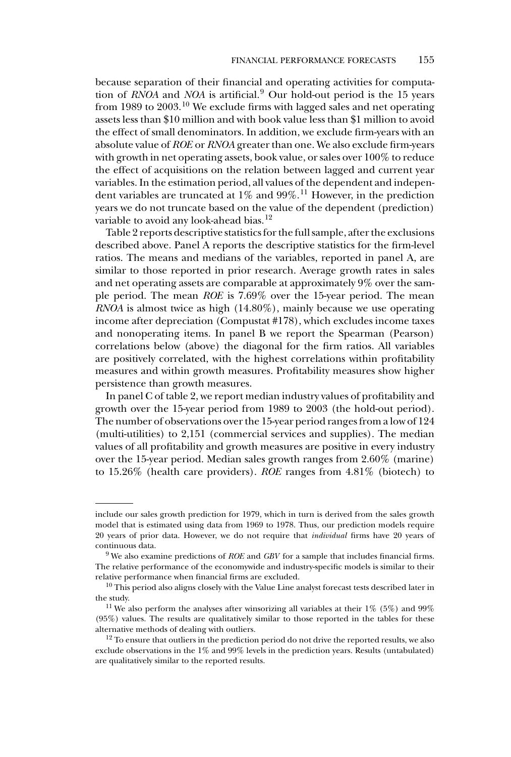because separation of their financial and operating activities for computation of *RNOA* and *NOA* is artificial.[9] Our hold-out period is the 15 years from 1989 to 2003.[10] We exclude firms with lagged sales and net operating assets less than \$10 million and with book value less than \$1 million to avoid the effect of small denominators. In addition, we exclude firm-years with an absolute value of *ROE* or *RNOA* greater than one. We also exclude firm-years with growth in net operating assets, book value, or sales over 100% to reduce the effect of acquisitions on the relation between lagged and current year variables. In the estimation period, all values of the dependent and independent variables are truncated at 1% and 99%.[11] However, in the prediction years we do not truncate based on the value of the dependent (prediction) variable to avoid any look-ahead bias.[12]

Table 2 reports descriptive statistics for the full sample, after the exclusions described above. Panel A reports the descriptive statistics for the firm-level ratios. The means and medians of the variables, reported in panel A, are similar to those reported in prior research. Average growth rates in sales and net operating assets are comparable at approximately 9% over the sample period. The mean *ROE* is 7.69% over the 15-year period. The mean *RNOA* is almost twice as high (14.80%), mainly because we use operating income after depreciation (Compustat #178), which excludes income taxes and nonoperating items. In panel B we report the Spearman (Pearson) correlations below (above) the diagonal for the firm ratios. All variables are positively correlated, with the highest correlations within profitability measures and within growth measures. Profitability measures show higher persistence than growth measures.

In panel C of table 2, we report median industry values of profitability and growth over the 15-year period from 1989 to 2003 (the hold-out period). The number of observations over the 15-year period ranges from a low of 124 (multi-utilities) to 2,151 (commercial services and supplies). The median values of all profitability and growth measures are positive in every industry over the 15-year period. Median sales growth ranges from 2.60% (marine) to 15.26% (health care providers). *ROE* ranges from 4.81% (biotech) to

---

include our sales growth prediction for 1979, which in turn is derived from the sales growth model that is estimated using data from 1969 to 1978. Thus, our prediction models require 20 years of prior data. However, we do not require that *individual* firms have 20 years of continuous data.

[9] We also examine predictions of *ROE* and *GBV* for a sample that includes financial firms. The relative performance of the economywide and industry-specific models is similar to their relative performance when financial firms are excluded.

[10] This period also aligns closely with the Value Line analyst forecast tests described later in the study.

[11] We also perform the analyses after winsorizing all variables at their 1% (5%) and 99% (95%) values. The results are qualitatively similar to those reported in the tables for these alternative methods of dealing with outliers.

[12] To ensure that outliers in the prediction period do not drive the reported results, we also exclude observations in the 1% and 99% levels in the prediction years. Results (untabulated) are qualitatively similar to the reported results.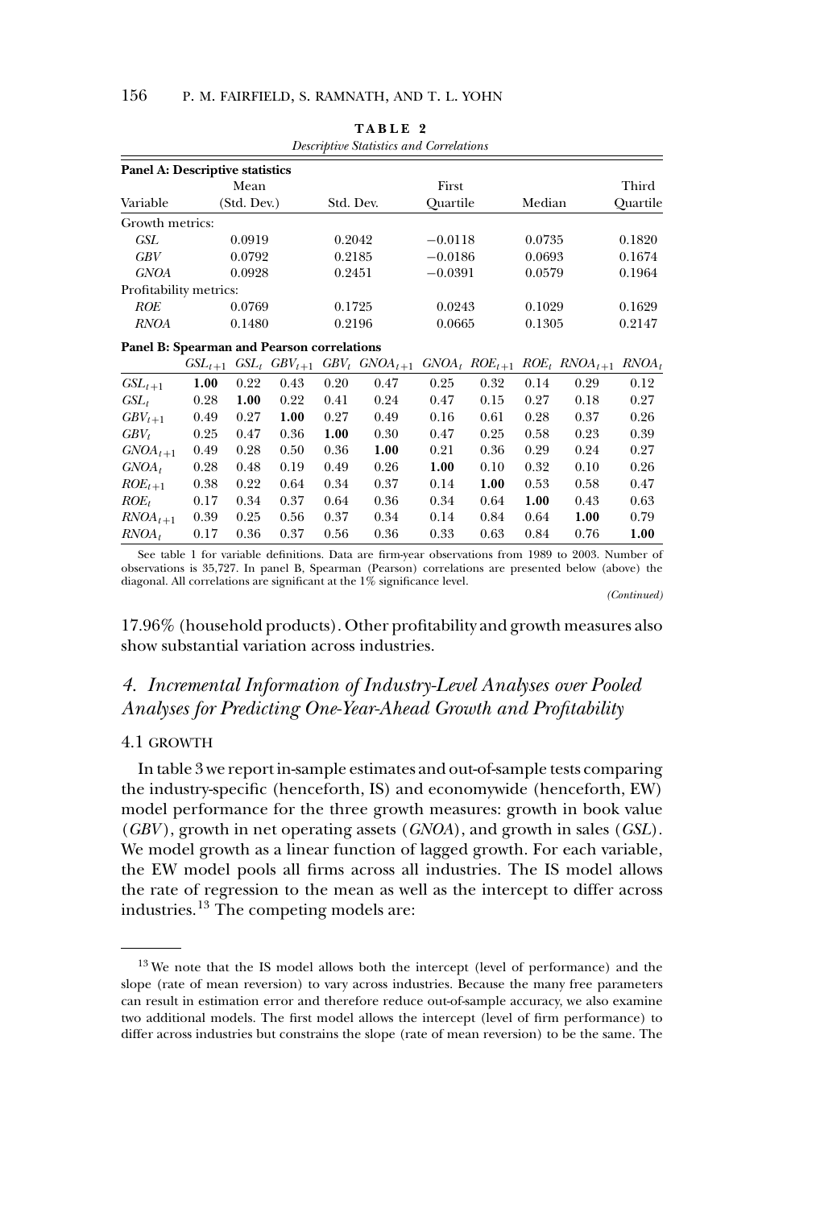**TABLE 2**

*Descriptive Statistics and Correlations*

**Panel A: Descriptive statistics**

| Variable | Mean (Std. Dev.) | Std. Dev. | First Quartile | Median | Third Quartile |
|---|---|---|---|---|---|
| Growth metrics: | | | | | |
| *GSL* | 0.0919 | 0.2042 | −0.0118 | 0.0735 | 0.1820 |
| *GBV* | 0.0792 | 0.2185 | −0.0186 | 0.0693 | 0.1674 |
| *GNOA* | 0.0928 | 0.2451 | −0.0391 | 0.0579 | 0.1964 |
| Profitability metrics: | | | | | |
| *ROE* | 0.0769 | 0.1725 | 0.0243 | 0.1029 | 0.1629 |
| *RNOA* | 0.1480 | 0.2196 | 0.0665 | 0.1305 | 0.2147 |

**Panel B: Spearman and Pearson correlations**

| | $GSL_{t+1}$ | $GSL_t$ | $GBV_{t+1}$ | $GBV_t$ | $GNOA_{t+1}$ | $GNOA_t$ | $ROE_{t+1}$ | $ROE_t$ | $RNOA_{t+1}$ | $RNOA_t$ |
|---|---|---|---|---|---|---|---|---|---|---|
| $GSL_{t+1}$ | **1.00** | 0.22 | 0.43 | 0.20 | 0.47 | 0.25 | 0.32 | 0.14 | 0.29 | 0.12 |
| $GSL_t$ | 0.28 | **1.00** | 0.22 | 0.41 | 0.24 | 0.47 | 0.15 | 0.27 | 0.18 | 0.27 |
| $GBV_{t+1}$ | 0.49 | 0.27 | **1.00** | 0.27 | 0.49 | 0.16 | 0.61 | 0.28 | 0.37 | 0.26 |
| $GBV_t$ | 0.25 | 0.47 | 0.36 | **1.00** | 0.30 | 0.47 | 0.25 | 0.58 | 0.23 | 0.39 |
| $GNOA_{t+1}$ | 0.49 | 0.28 | 0.50 | 0.36 | **1.00** | 0.21 | 0.36 | 0.29 | 0.24 | 0.27 |
| $GNOA_t$ | 0.28 | 0.48 | 0.19 | 0.49 | 0.26 | **1.00** | 0.10 | 0.32 | 0.10 | 0.26 |
| $ROE_{t+1}$ | 0.38 | 0.22 | 0.64 | 0.34 | 0.37 | 0.14 | **1.00** | 0.53 | 0.58 | 0.47 |
| $ROE_t$ | 0.17 | 0.34 | 0.37 | 0.64 | 0.36 | 0.34 | 0.64 | **1.00** | 0.43 | 0.63 |
| $RNOA_{t+1}$ | 0.39 | 0.25 | 0.56 | 0.37 | 0.34 | 0.14 | 0.84 | 0.64 | **1.00** | 0.79 |
| $RNOA_t$ | 0.17 | 0.36 | 0.37 | 0.56 | 0.36 | 0.33 | 0.63 | 0.84 | 0.76 | **1.00** |

See table 1 for variable definitions. Data are firm-year observations from 1989 to 2003. Number of observations is 35,727. In panel B, Spearman (Pearson) correlations are presented below (above) the diagonal. All correlations are significant at the 1% significance level.

*(Continued)*

17.96% (household products). Other profitability and growth measures also show substantial variation across industries.

## *4. Incremental Information of Industry-Level Analyses over Pooled Analyses for Predicting One-Year-Ahead Growth and Profitability*

### 4.1 GROWTH

In table 3 we report in-sample estimates and out-of-sample tests comparing the industry-specific (henceforth, IS) and economywide (henceforth, EW) model performance for the three growth measures: growth in book value (*GBV*), growth in net operating assets (*GNOA*), and growth in sales (*GSL*). We model growth as a linear function of lagged growth. For each variable, the EW model pools all firms across all industries. The IS model allows the rate of regression to the mean as well as the intercept to differ across industries.[13] The competing models are:

---

[13] We note that the IS model allows both the intercept (level of performance) and the slope (rate of mean reversion) to vary across industries. Because the many free parameters can result in estimation error and therefore reduce out-of-sample accuracy, we also examine two additional models. The first model allows the intercept (level of firm performance) to differ across industries but constrains the slope (rate of mean reversion) to be the same. The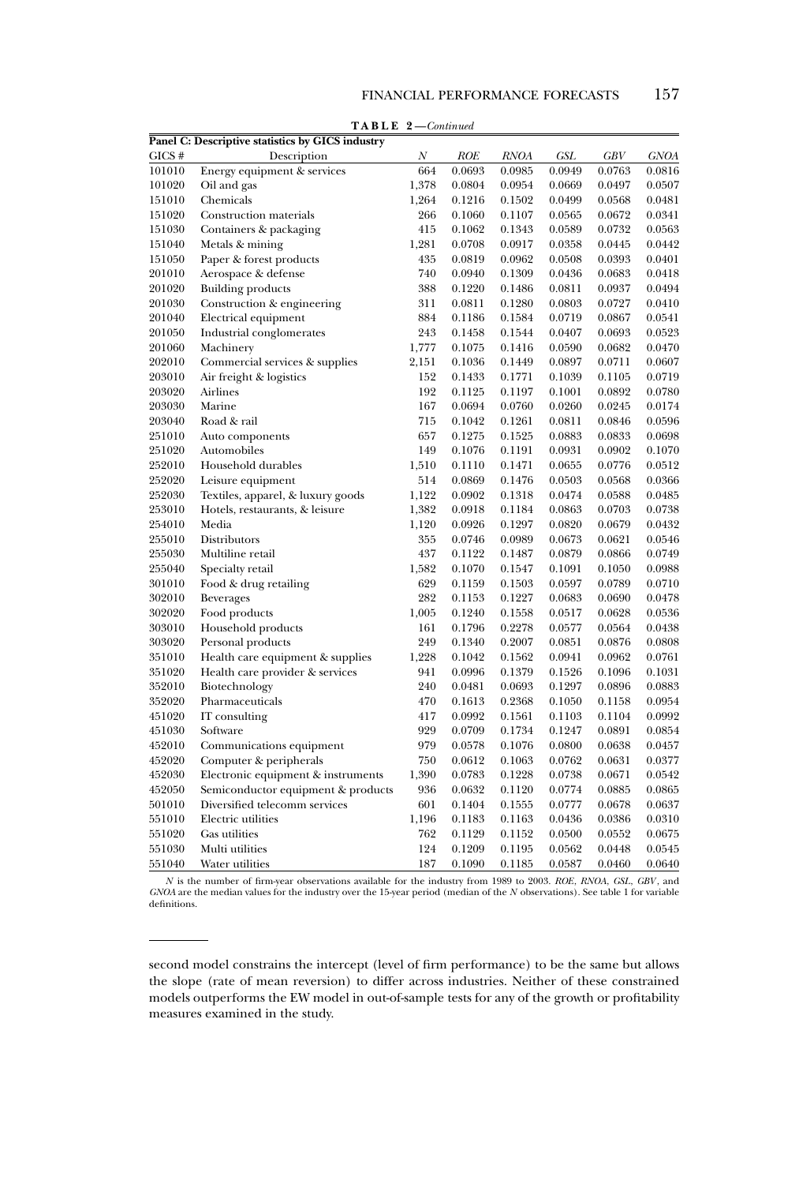**TABLE 2**—*Continued*

| Panel C: Descriptive statistics by GICS industry | | | | | | | |
|---|---|---|---|---|---|---|---|
| GICS # | Description | *N* | *ROE* | *RNOA* | *GSL* | *GBV* | *GNOA* |
| 101010 | Energy equipment & services | 664 | 0.0693 | 0.0985 | 0.0949 | 0.0763 | 0.0816 |
| 101020 | Oil and gas | 1,378 | 0.0804 | 0.0954 | 0.0669 | 0.0497 | 0.0507 |
| 151010 | Chemicals | 1,264 | 0.1216 | 0.1502 | 0.0499 | 0.0568 | 0.0481 |
| 151020 | Construction materials | 266 | 0.1060 | 0.1107 | 0.0565 | 0.0672 | 0.0341 |
| 151030 | Containers & packaging | 415 | 0.1062 | 0.1343 | 0.0589 | 0.0732 | 0.0563 |
| 151040 | Metals & mining | 1,281 | 0.0708 | 0.0917 | 0.0358 | 0.0445 | 0.0442 |
| 151050 | Paper & forest products | 435 | 0.0819 | 0.0962 | 0.0508 | 0.0393 | 0.0401 |
| 201010 | Aerospace & defense | 740 | 0.0940 | 0.1309 | 0.0436 | 0.0683 | 0.0418 |
| 201020 | Building products | 388 | 0.1220 | 0.1486 | 0.0811 | 0.0937 | 0.0494 |
| 201030 | Construction & engineering | 311 | 0.0811 | 0.1280 | 0.0803 | 0.0727 | 0.0410 |
| 201040 | Electrical equipment | 884 | 0.1186 | 0.1584 | 0.0719 | 0.0867 | 0.0541 |
| 201050 | Industrial conglomerates | 243 | 0.1458 | 0.1544 | 0.0407 | 0.0693 | 0.0523 |
| 201060 | Machinery | 1,777 | 0.1075 | 0.1416 | 0.0590 | 0.0682 | 0.0470 |
| 202010 | Commercial services & supplies | 2,151 | 0.1036 | 0.1449 | 0.0897 | 0.0711 | 0.0607 |
| 203010 | Air freight & logistics | 152 | 0.1433 | 0.1771 | 0.1039 | 0.1105 | 0.0719 |
| 203020 | Airlines | 192 | 0.1125 | 0.1197 | 0.1001 | 0.0892 | 0.0780 |
| 203030 | Marine | 167 | 0.0694 | 0.0760 | 0.0260 | 0.0245 | 0.0174 |
| 203040 | Road & rail | 715 | 0.1042 | 0.1261 | 0.0811 | 0.0846 | 0.0596 |
| 251010 | Auto components | 657 | 0.1275 | 0.1525 | 0.0883 | 0.0833 | 0.0698 |
| 251020 | Automobiles | 149 | 0.1076 | 0.1191 | 0.0931 | 0.0902 | 0.1070 |
| 252010 | Household durables | 1,510 | 0.1110 | 0.1471 | 0.0655 | 0.0776 | 0.0512 |
| 252020 | Leisure equipment | 514 | 0.0869 | 0.1476 | 0.0503 | 0.0568 | 0.0366 |
| 252030 | Textiles, apparel, & luxury goods | 1,122 | 0.0902 | 0.1318 | 0.0474 | 0.0588 | 0.0485 |
| 253010 | Hotels, restaurants, & leisure | 1,382 | 0.0918 | 0.1184 | 0.0863 | 0.0703 | 0.0738 |
| 254010 | Media | 1,120 | 0.0926 | 0.1297 | 0.0820 | 0.0679 | 0.0432 |
| 255010 | Distributors | 355 | 0.0746 | 0.0989 | 0.0673 | 0.0621 | 0.0546 |
| 255030 | Multiline retail | 437 | 0.1122 | 0.1487 | 0.0879 | 0.0866 | 0.0749 |
| 255040 | Specialty retail | 1,582 | 0.1070 | 0.1547 | 0.1091 | 0.1050 | 0.0988 |
| 301010 | Food & drug retailing | 629 | 0.1159 | 0.1503 | 0.0597 | 0.0789 | 0.0710 |
| 302010 | Beverages | 282 | 0.1153 | 0.1227 | 0.0683 | 0.0690 | 0.0478 |
| 302020 | Food products | 1,005 | 0.1240 | 0.1558 | 0.0517 | 0.0628 | 0.0536 |
| 303010 | Household products | 161 | 0.1796 | 0.2278 | 0.0577 | 0.0564 | 0.0438 |
| 303020 | Personal products | 249 | 0.1340 | 0.2007 | 0.0851 | 0.0876 | 0.0808 |
| 351010 | Health care equipment & supplies | 1,228 | 0.1042 | 0.1562 | 0.0941 | 0.0962 | 0.0761 |
| 351020 | Health care provider & services | 941 | 0.0996 | 0.1379 | 0.1526 | 0.1096 | 0.1031 |
| 352010 | Biotechnology | 240 | 0.0481 | 0.0693 | 0.1297 | 0.0896 | 0.0883 |
| 352020 | Pharmaceuticals | 470 | 0.1613 | 0.2368 | 0.1050 | 0.1158 | 0.0954 |
| 451020 | IT consulting | 417 | 0.0992 | 0.1561 | 0.1103 | 0.1104 | 0.0992 |
| 451030 | Software | 929 | 0.0709 | 0.1734 | 0.1247 | 0.0891 | 0.0854 |
| 452010 | Communications equipment | 979 | 0.0578 | 0.1076 | 0.0800 | 0.0638 | 0.0457 |
| 452020 | Computer & peripherals | 750 | 0.0612 | 0.1063 | 0.0762 | 0.0631 | 0.0377 |
| 452030 | Electronic equipment & instruments | 1,390 | 0.0783 | 0.1228 | 0.0738 | 0.0671 | 0.0542 |
| 452050 | Semiconductor equipment & products | 936 | 0.0632 | 0.1120 | 0.0774 | 0.0885 | 0.0865 |
| 501010 | Diversified telecomm services | 601 | 0.1404 | 0.1555 | 0.0777 | 0.0678 | 0.0637 |
| 551010 | Electric utilities | 1,196 | 0.1183 | 0.1163 | 0.0436 | 0.0386 | 0.0310 |
| 551020 | Gas utilities | 762 | 0.1129 | 0.1152 | 0.0500 | 0.0552 | 0.0675 |
| 551030 | Multi utilities | 124 | 0.1209 | 0.1195 | 0.0562 | 0.0448 | 0.0545 |
| 551040 | Water utilities | 187 | 0.1090 | 0.1185 | 0.0587 | 0.0460 | 0.0640 |

*N* is the number of firm-year observations available for the industry from 1989 to 2003. *ROE*, *RNOA*, *GSL*, *GBV*, and *GNOA* are the median values for the industry over the 15-year period (median of the *N* observations). See table 1 for variable definitions.

---

second model constrains the intercept (level of firm performance) to be the same but allows the slope (rate of mean reversion) to differ across industries. Neither of these constrained models outperforms the EW model in out-of-sample tests for any of the growth or profitability measures examined in the study.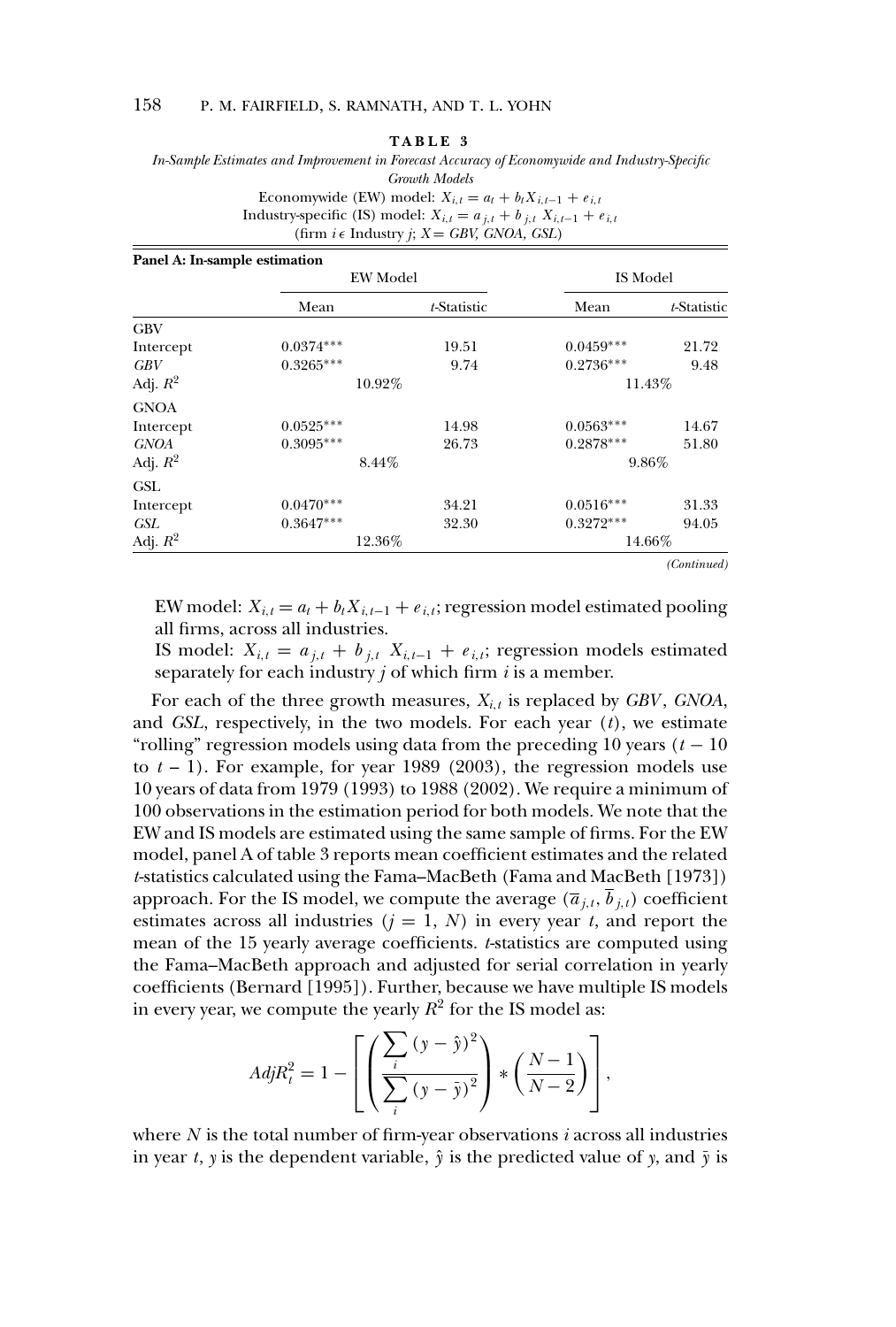**TABLE 3**

*In-Sample Estimates and Improvement in Forecast Accuracy of Economywide and Industry-Specific Growth Models*

Economywide (EW) model: $X_{i,t} = a_t + b_t X_{i,t-1} + e_{i,t}$

Industry-specific (IS) model: $X_{i,t} = a_{j,t} + b_{j,t} X_{i,t-1} + e_{i,t}$

(firm $i \in$ Industry $j$; $X = GBV, GNOA, GSL$)

**Panel A: In-sample estimation**

| | EW Model | | IS Model | |
|---|---|---|---|---|
| | Mean | *t*-Statistic | Mean | *t*-Statistic |
| GBV | | | | |
| Intercept | 0.0374*** | 19.51 | 0.0459*** | 21.72 |
| *GBV* | 0.3265*** | 9.74 | 0.2736*** | 9.48 |
| Adj. $R^2$ | 10.92% | | 11.43% | |
| GNOA | | | | |
| Intercept | 0.0525*** | 14.98 | 0.0563*** | 14.67 |
| *GNOA* | 0.3095*** | 26.73 | 0.2878*** | 51.80 |
| Adj. $R^2$ | 8.44% | | 9.86% | |
| GSL | | | | |
| Intercept | 0.0470*** | 34.21 | 0.0516*** | 31.33 |
| *GSL* | 0.3647*** | 32.30 | 0.3272*** | 94.05 |
| Adj. $R^2$ | 12.36% | | 14.66% | |

*(Continued)*

EW model: $X_{i,t} = a_t + b_t X_{i,t-1} + e_{i,t}$; regression model estimated pooling all firms, across all industries.

IS model: $X_{i,t} = a_{j,t} + b_{j,t} X_{i,t-1} + e_{i,t}$; regression models estimated separately for each industry $j$ of which firm $i$ is a member.

For each of the three growth measures, $X_{i,t}$ is replaced by *GBV*, *GNOA*, and *GSL*, respectively, in the two models. For each year ($t$), we estimate "rolling" regression models using data from the preceding 10 years ($t - 10$ to $t - 1$). For example, for year 1989 (2003), the regression models use 10 years of data from 1979 (1993) to 1988 (2002). We require a minimum of 100 observations in the estimation period for both models. We note that the EW and IS models are estimated using the same sample of firms. For the EW model, panel A of table 3 reports mean coefficient estimates and the related *t*-statistics calculated using the Fama–MacBeth (Fama and MacBeth [1973]) approach. For the IS model, we compute the average ($\overline{a}_{j,t}, \overline{b}_{j,t}$) coefficient estimates across all industries ($j = 1, N$) in every year $t$, and report the mean of the 15 yearly average coefficients. *t*-statistics are computed using the Fama–MacBeth approach and adjusted for serial correlation in yearly coefficients (Bernard [1995]). Further, because we have multiple IS models in every year, we compute the yearly $R^2$ for the IS model as:

$$AdjR_t^2 = 1 - \left[ \left( \frac{\sum_i (y - \hat{y})^2}{\sum_i (y - \bar{y})^2} \right) * \left( \frac{N-1}{N-2} \right) \right],$$

where $N$ is the total number of firm-year observations $i$ across all industries in year $t$, $y$ is the dependent variable, $\hat{y}$ is the predicted value of $y$, and $\bar{y}$ is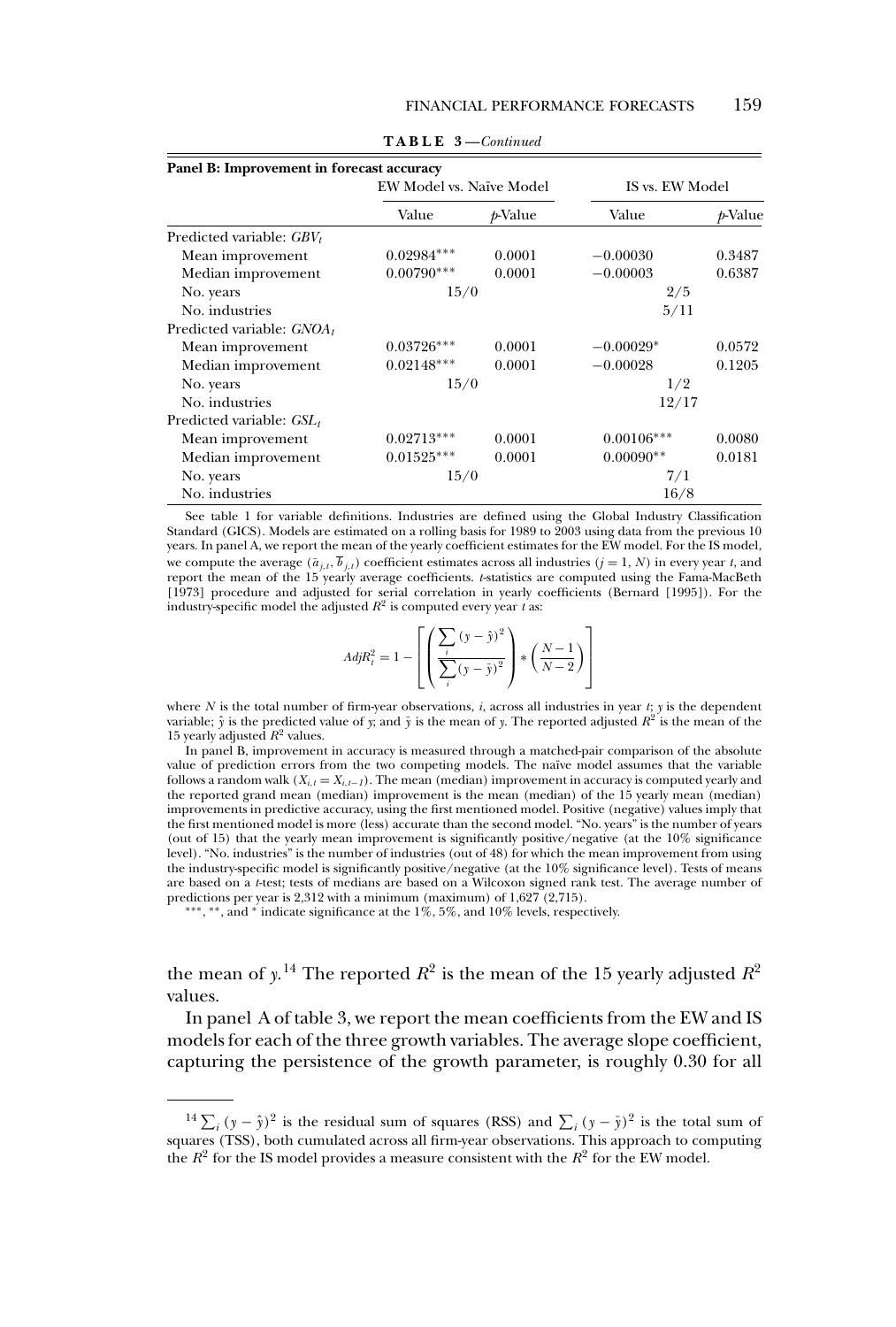**TABLE 3**—*Continued*

**Panel B: Improvement in forecast accuracy**

| | EW Model vs. Naïve Model | | IS vs. EW Model | |
|---|---|---|---|---|
| | Value | *p*-Value | Value | *p*-Value |
| Predicted variable: $GBV_t$ | | | | |
| Mean improvement | 0.02984*** | 0.0001 | −0.00030 | 0.3487 |
| Median improvement | 0.00790*** | 0.0001 | −0.00003 | 0.6387 |
| No. years | 15/0 | | 2/5 | |
| No. industries | | | 5/11 | |
| Predicted variable: $GNOA_t$ | | | | |
| Mean improvement | 0.03726*** | 0.0001 | −0.00029* | 0.0572 |
| Median improvement | 0.02148*** | 0.0001 | −0.00028 | 0.1205 |
| No. years | 15/0 | | 1/2 | |
| No. industries | | | 12/17 | |
| Predicted variable: $GSL_t$ | | | | |
| Mean improvement | 0.02713*** | 0.0001 | 0.00106*** | 0.0080 |
| Median improvement | 0.01525*** | 0.0001 | 0.00090** | 0.0181 |
| No. years | 15/0 | | 7/1 | |
| No. industries | | | 16/8 | |

See table 1 for variable definitions. Industries are defined using the Global Industry Classification Standard (GICS). Models are estimated on a rolling basis for 1989 to 2003 using data from the previous 10 years. In panel A, we report the mean of the yearly coefficient estimates for the EW model. For the IS model, we compute the average $(\bar{a}_{j,t}, \bar{b}_{j,t})$ coefficient estimates across all industries $(j = 1, N)$ in every year $t$, and report the mean of the 15 yearly average coefficients. *t*-statistics are computed using the Fama-MacBeth [1973] procedure and adjusted for serial correlation in yearly coefficients (Bernard [1995]). For the industry-specific model the adjusted $R^2$ is computed every year $t$ as:

$$AdjR_t^2 = 1 - \left[\left(\frac{\sum_i (y - \hat{y})^2}{\sum_i (y - \bar{y})^2}\right) * \left(\frac{N-1}{N-2}\right)\right]$$

where $N$ is the total number of firm-year observations, $i$, across all industries in year $t$; $y$ is the dependent variable; $\hat{y}$ is the predicted value of $y$; and $\bar{y}$ is the mean of $y$. The reported adjusted $R^2$ is the mean of the 15 yearly adjusted $R^2$ values.

In panel B, improvement in accuracy is measured through a matched-pair comparison of the absolute value of prediction errors from the two competing models. The naïve model assumes that the variable follows a random walk $(X_{i,t} = X_{i,t-1})$. The mean (median) improvement in accuracy is computed yearly and the reported grand mean (median) improvement is the mean (median) of the 15 yearly mean (median) improvements in predictive accuracy, using the first mentioned model. Positive (negative) values imply that the first mentioned model is more (less) accurate than the second model. "No. years" is the number of years (out of 15) that the yearly mean improvement is significantly positive/negative (at the 10% significance level). "No. industries" is the number of industries (out of 48) for which the mean improvement from using the industry-specific model is significantly positive/negative (at the 10% significance level). Tests of means are based on a *t*-test; tests of medians are based on a Wilcoxon signed rank test. The average number of predictions per year is 2,312 with a minimum (maximum) of 1,627 (2,715).

***, **, and * indicate significance at the 1%, 5%, and 10% levels, respectively.

the mean of $y$.[14] The reported $R^2$ is the mean of the 15 yearly adjusted $R^2$ values.

In panel A of table 3, we report the mean coefficients from the EW and IS models for each of the three growth variables. The average slope coefficient, capturing the persistence of the growth parameter, is roughly 0.30 for all

[14] $\sum_i (y - \hat{y})^2$ is the residual sum of squares (RSS) and $\sum_i (y - \bar{y})^2$ is the total sum of squares (TSS), both cumulated across all firm-year observations. This approach to computing the $R^2$ for the IS model provides a measure consistent with the $R^2$ for the EW model.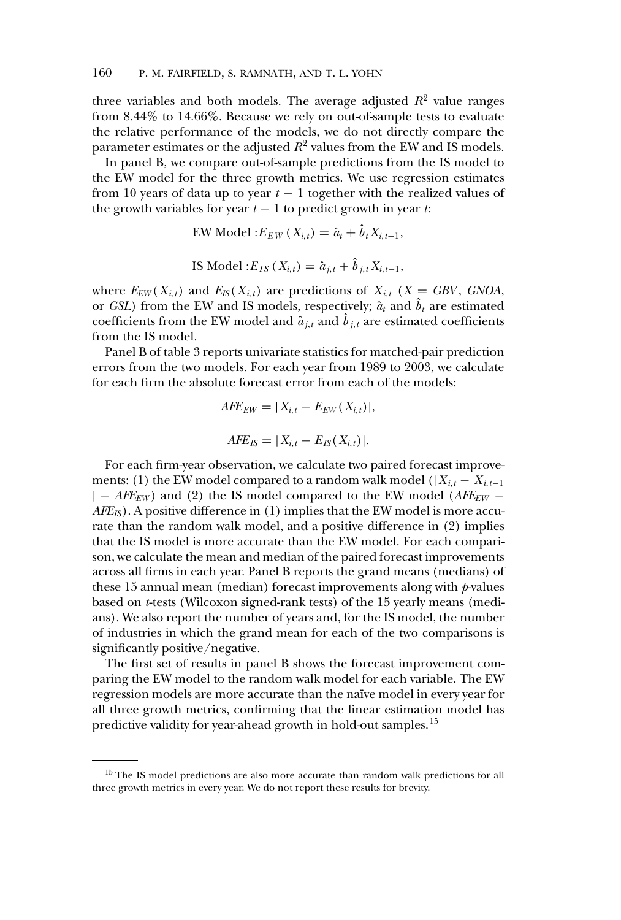three variables and both models. The average adjusted $R^2$ value ranges from 8.44% to 14.66%. Because we rely on out-of-sample tests to evaluate the relative performance of the models, we do not directly compare the parameter estimates or the adjusted $R^2$ values from the EW and IS models.

In panel B, we compare out-of-sample predictions from the IS model to the EW model for the three growth metrics. We use regression estimates from 10 years of data up to year $t-1$ together with the realized values of the growth variables for year $t-1$ to predict growth in year $t$:

$$\text{EW Model}: E_{EW}(X_{i,t}) = \hat{a}_t + \hat{b}_t X_{i,t-1},$$

$$\text{IS Model}: E_{IS}(X_{i,t}) = \hat{a}_{j,t} + \hat{b}_{j,t} X_{i,t-1},$$

where $E_{EW}(X_{i,t})$ and $E_{IS}(X_{i,t})$ are predictions of $X_{i,t}$ ($X = GBV$, $GNOA$, or $GSL$) from the EW and IS models, respectively; $\hat{a}_t$ and $\hat{b}_t$ are estimated coefficients from the EW model and $\hat{a}_{j,t}$ and $\hat{b}_{j,t}$ are estimated coefficients from the IS model.

Panel B of table 3 reports univariate statistics for matched-pair prediction errors from the two models. For each year from 1989 to 2003, we calculate for each firm the absolute forecast error from each of the models:

$$AFE_{EW} = |X_{i,t} - E_{EW}(X_{i,t})|,$$

$$AFE_{IS} = |X_{i,t} - E_{IS}(X_{i,t})|.$$

For each firm-year observation, we calculate two paired forecast improvements: (1) the EW model compared to a random walk model ($|X_{i,t} - X_{i,t-1}| - AFE_{EW}$) and (2) the IS model compared to the EW model ($AFE_{EW} - AFE_{IS}$). A positive difference in (1) implies that the EW model is more accurate than the random walk model, and a positive difference in (2) implies that the IS model is more accurate than the EW model. For each comparison, we calculate the mean and median of the paired forecast improvements across all firms in each year. Panel B reports the grand means (medians) of these 15 annual mean (median) forecast improvements along with *p*-values based on *t*-tests (Wilcoxon signed-rank tests) of the 15 yearly means (medians). We also report the number of years and, for the IS model, the number of industries in which the grand mean for each of the two comparisons is significantly positive/negative.

The first set of results in panel B shows the forecast improvement comparing the EW model to the random walk model for each variable. The EW regression models are more accurate than the naïve model in every year for all three growth metrics, confirming that the linear estimation model has predictive validity for year-ahead growth in hold-out samples.[15]

---

[15] The IS model predictions are also more accurate than random walk predictions for all three growth metrics in every year. We do not report these results for brevity.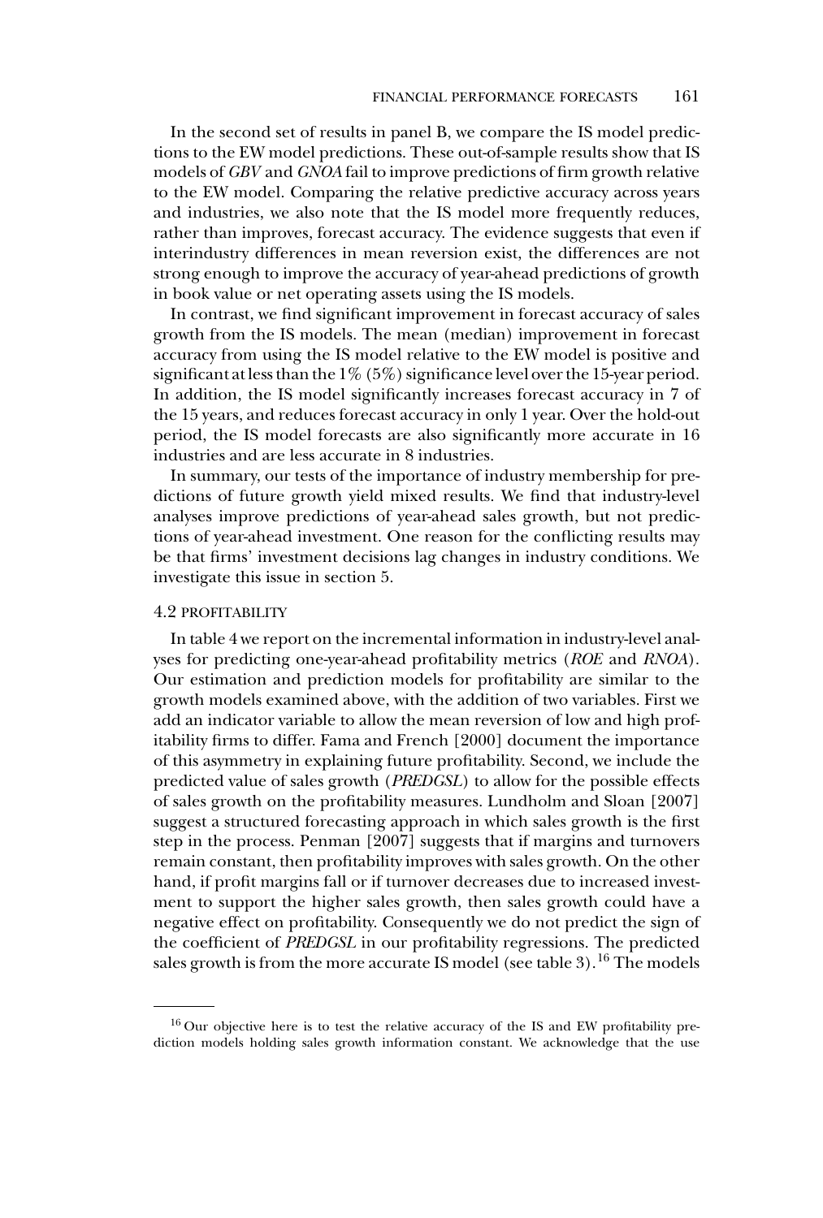In the second set of results in panel B, we compare the IS model predictions to the EW model predictions. These out-of-sample results show that IS models of *GBV* and *GNOA* fail to improve predictions of firm growth relative to the EW model. Comparing the relative predictive accuracy across years and industries, we also note that the IS model more frequently reduces, rather than improves, forecast accuracy. The evidence suggests that even if interindustry differences in mean reversion exist, the differences are not strong enough to improve the accuracy of year-ahead predictions of growth in book value or net operating assets using the IS models.

In contrast, we find significant improvement in forecast accuracy of sales growth from the IS models. The mean (median) improvement in forecast accuracy from using the IS model relative to the EW model is positive and significant at less than the 1% (5%) significance level over the 15-year period. In addition, the IS model significantly increases forecast accuracy in 7 of the 15 years, and reduces forecast accuracy in only 1 year. Over the hold-out period, the IS model forecasts are also significantly more accurate in 16 industries and are less accurate in 8 industries.

In summary, our tests of the importance of industry membership for predictions of future growth yield mixed results. We find that industry-level analyses improve predictions of year-ahead sales growth, but not predictions of year-ahead investment. One reason for the conflicting results may be that firms' investment decisions lag changes in industry conditions. We investigate this issue in section 5.

### 4.2 PROFITABILITY

In table 4 we report on the incremental information in industry-level analyses for predicting one-year-ahead profitability metrics (*ROE* and *RNOA*). Our estimation and prediction models for profitability are similar to the growth models examined above, with the addition of two variables. First we add an indicator variable to allow the mean reversion of low and high profitability firms to differ. Fama and French [2000] document the importance of this asymmetry in explaining future profitability. Second, we include the predicted value of sales growth (*PREDGSL*) to allow for the possible effects of sales growth on the profitability measures. Lundholm and Sloan [2007] suggest a structured forecasting approach in which sales growth is the first step in the process. Penman [2007] suggests that if margins and turnovers remain constant, then profitability improves with sales growth. On the other hand, if profit margins fall or if turnover decreases due to increased investment to support the higher sales growth, then sales growth could have a negative effect on profitability. Consequently we do not predict the sign of the coefficient of *PREDGSL* in our profitability regressions. The predicted sales growth is from the more accurate IS model (see table 3).[16] The models

[16] Our objective here is to test the relative accuracy of the IS and EW profitability prediction models holding sales growth information constant. We acknowledge that the use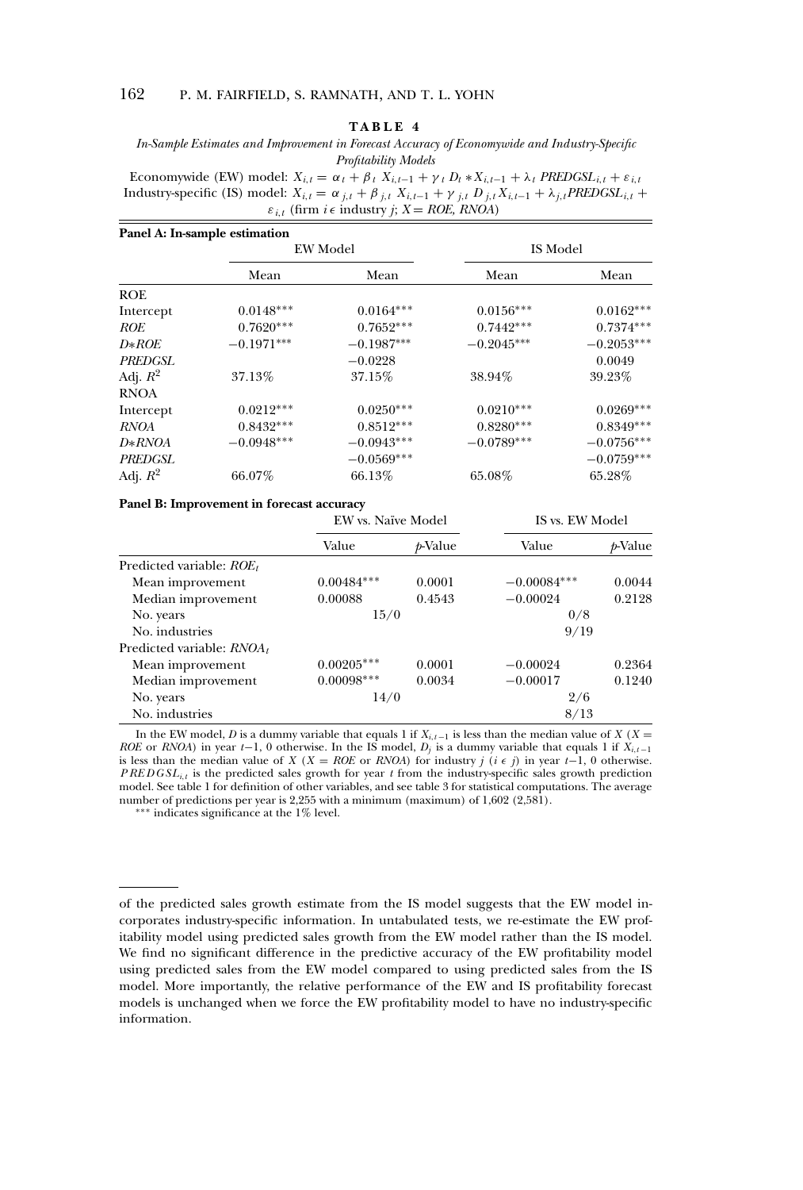**TABLE 4**

*In-Sample Estimates and Improvement in Forecast Accuracy of Economywide and Industry-Specific Profitability Models*

Economywide (EW) model: $X_{i,t} = \alpha_t + \beta_t X_{i,t-1} + \gamma_t D_t * X_{i,t-1} + \lambda_t PREDGSL_{i,t} + \varepsilon_{i,t}$
Industry-specific (IS) model: $X_{i,t} = \alpha_{j,t} + \beta_{j,t} X_{i,t-1} + \gamma_{j,t} D_{j,t} X_{i,t-1} + \lambda_{j,t} PREDGSL_{i,t} + \varepsilon_{i,t}$ (firm $i \in$ industry $j$; $X = ROE, RNOA$)

**Panel A: In-sample estimation**

| | EW Model | | IS Model | |
|---|---|---|---|---|
| | Mean | Mean | Mean | Mean |
| ROE | | | | |
| Intercept | 0.0148*** | 0.0164*** | 0.0156*** | 0.0162*** |
| *ROE* | 0.7620*** | 0.7652*** | 0.7442*** | 0.7374*** |
| *D∗ROE* | −0.1971*** | −0.1987*** | −0.2045*** | −0.2053*** |
| *PREDGSL* | | −0.0228 | | 0.0049 |
| Adj. $R^2$ | 37.13% | 37.15% | 38.94% | 39.23% |
| RNOA | | | | |
| Intercept | 0.0212*** | 0.0250*** | 0.0210*** | 0.0269*** |
| *RNOA* | 0.8432*** | 0.8512*** | 0.8280*** | 0.8349*** |
| *D∗RNOA* | −0.0948*** | −0.0943*** | −0.0789*** | −0.0756*** |
| *PREDGSL* | | −0.0569*** | | −0.0759*** |
| Adj. $R^2$ | 66.07% | 66.13% | 65.08% | 65.28% |

**Panel B: Improvement in forecast accuracy**

| | EW vs. Naïve Model | | IS vs. EW Model | |
|---|---|---|---|---|
| | Value | *p*-Value | Value | *p*-Value |
| Predicted variable: $ROE_t$ | | | | |
| Mean improvement | 0.00484*** | 0.0001 | −0.00084*** | 0.0044 |
| Median improvement | 0.00088 | 0.4543 | −0.00024 | 0.2128 |
| No. years | 15/0 | | 0/8 | |
| No. industries | | | 9/19 | |
| Predicted variable: $RNOA_t$ | | | | |
| Mean improvement | 0.00205*** | 0.0001 | −0.00024 | 0.2364 |
| Median improvement | 0.00098*** | 0.0034 | −0.00017 | 0.1240 |
| No. years | 14/0 | | 2/6 | |
| No. industries | | | 8/13 | |

In the EW model, $D$ is a dummy variable that equals 1 if $X_{i,t-1}$ is less than the median value of $X$ ($X$ = *ROE* or *RNOA*) in year $t$−1, 0 otherwise. In the IS model, $D_j$ is a dummy variable that equals 1 if $X_{i,t-1}$ is less than the median value of $X$ ($X$ = *ROE* or *RNOA*) for industry $j$ ($i \in j$) in year $t$−1, 0 otherwise. $PREDGSL_{i,t}$ is the predicted sales growth for year $t$ from the industry-specific sales growth prediction model. See table 1 for definition of other variables, and see table 3 for statistical computations. The average number of predictions per year is 2,255 with a minimum (maximum) of 1,602 (2,581).

*** indicates significance at the 1% level.

---

of the predicted sales growth estimate from the IS model suggests that the EW model incorporates industry-specific information. In untabulated tests, we re-estimate the EW profitability model using predicted sales growth from the EW model rather than the IS model. We find no significant difference in the predictive accuracy of the EW profitability model using predicted sales from the EW model compared to using predicted sales from the IS model. More importantly, the relative performance of the EW and IS profitability forecast models is unchanged when we force the EW profitability model to have no industry-specific information.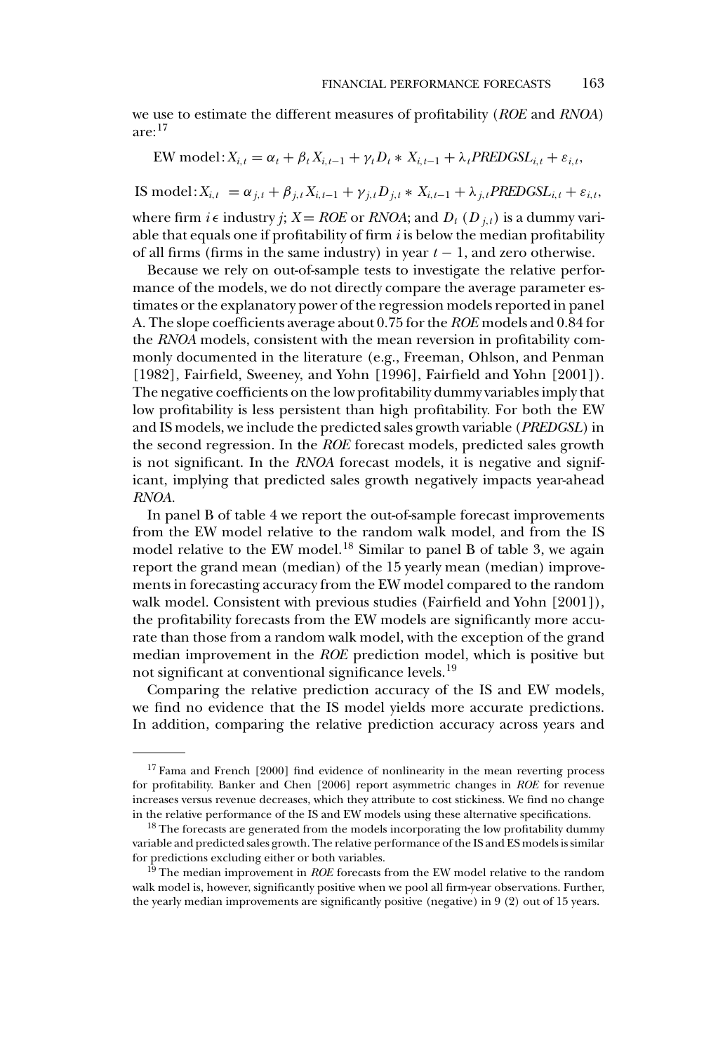we use to estimate the different measures of profitability (*ROE* and *RNOA*) are:[17]

$$\text{EW model}: X_{i,t} = \alpha_t + \beta_t X_{i,t-1} + \gamma_t D_t * X_{i,t-1} + \lambda_t PREDGSL_{i,t} + \varepsilon_{i,t},$$

$$\text{IS model}: X_{i,t} = \alpha_{j,t} + \beta_{j,t} X_{i,t-1} + \gamma_{j,t} D_{j,t} * X_{i,t-1} + \lambda_{j,t} PREDGSL_{i,t} + \varepsilon_{i,t},$$

where firm $i \in$ industry $j$; $X =$ *ROE* or *RNOA*; and $D_t$ ($D_{j,t}$) is a dummy variable that equals one if profitability of firm $i$ is below the median profitability of all firms (firms in the same industry) in year $t - 1$, and zero otherwise.

Because we rely on out-of-sample tests to investigate the relative performance of the models, we do not directly compare the average parameter estimates or the explanatory power of the regression models reported in panel A. The slope coefficients average about 0.75 for the *ROE* models and 0.84 for the *RNOA* models, consistent with the mean reversion in profitability commonly documented in the literature (e.g., Freeman, Ohlson, and Penman [1982], Fairfield, Sweeney, and Yohn [1996], Fairfield and Yohn [2001]). The negative coefficients on the low profitability dummy variables imply that low profitability is less persistent than high profitability. For both the EW and IS models, we include the predicted sales growth variable (*PREDGSL*) in the second regression. In the *ROE* forecast models, predicted sales growth is not significant. In the *RNOA* forecast models, it is negative and significant, implying that predicted sales growth negatively impacts year-ahead *RNOA*.

In panel B of table 4 we report the out-of-sample forecast improvements from the EW model relative to the random walk model, and from the IS model relative to the EW model.[18] Similar to panel B of table 3, we again report the grand mean (median) of the 15 yearly mean (median) improvements in forecasting accuracy from the EW model compared to the random walk model. Consistent with previous studies (Fairfield and Yohn [2001]), the profitability forecasts from the EW models are significantly more accurate than those from a random walk model, with the exception of the grand median improvement in the *ROE* prediction model, which is positive but not significant at conventional significance levels.[19]

Comparing the relative prediction accuracy of the IS and EW models, we find no evidence that the IS model yields more accurate predictions. In addition, comparing the relative prediction accuracy across years and

---

[17] Fama and French [2000] find evidence of nonlinearity in the mean reverting process for profitability. Banker and Chen [2006] report asymmetric changes in *ROE* for revenue increases versus revenue decreases, which they attribute to cost stickiness. We find no change in the relative performance of the IS and EW models using these alternative specifications.

[18] The forecasts are generated from the models incorporating the low profitability dummy variable and predicted sales growth. The relative performance of the IS and ES models is similar for predictions excluding either or both variables.

[19] The median improvement in *ROE* forecasts from the EW model relative to the random walk model is, however, significantly positive when we pool all firm-year observations. Further, the yearly median improvements are significantly positive (negative) in 9 (2) out of 15 years.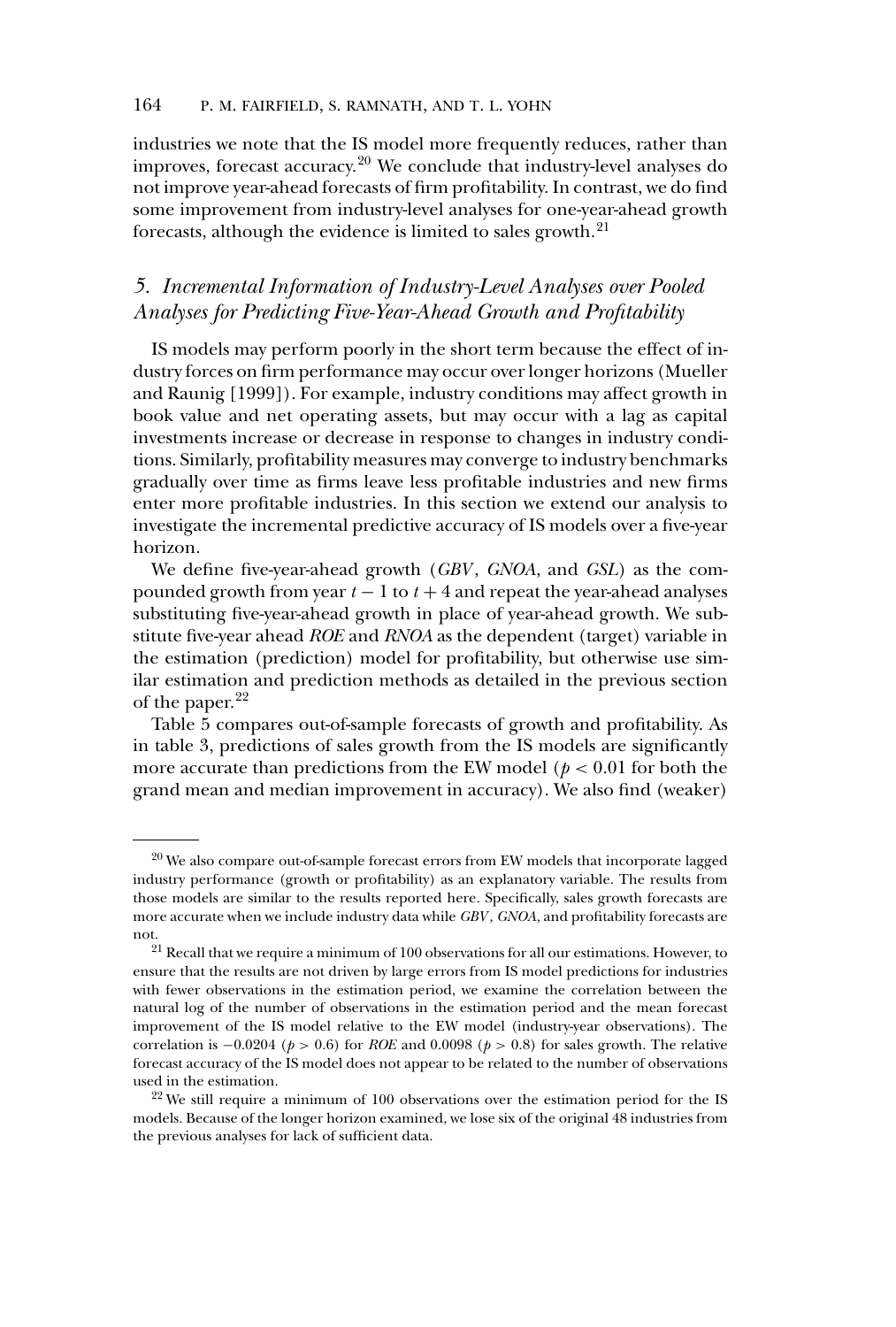industries we note that the IS model more frequently reduces, rather than improves, forecast accuracy.[20] We conclude that industry-level analyses do not improve year-ahead forecasts of firm profitability. In contrast, we do find some improvement from industry-level analyses for one-year-ahead growth forecasts, although the evidence is limited to sales growth.[21]

## *5. Incremental Information of Industry-Level Analyses over Pooled Analyses for Predicting Five-Year-Ahead Growth and Profitability*

IS models may perform poorly in the short term because the effect of industry forces on firm performance may occur over longer horizons (Mueller and Raunig [1999]). For example, industry conditions may affect growth in book value and net operating assets, but may occur with a lag as capital investments increase or decrease in response to changes in industry conditions. Similarly, profitability measures may converge to industry benchmarks gradually over time as firms leave less profitable industries and new firms enter more profitable industries. In this section we extend our analysis to investigate the incremental predictive accuracy of IS models over a five-year horizon.

We define five-year-ahead growth (*GBV*, *GNOA*, and *GSL*) as the compounded growth from year $t - 1$ to $t + 4$ and repeat the year-ahead analyses substituting five-year-ahead growth in place of year-ahead growth. We substitute five-year ahead *ROE* and *RNOA* as the dependent (target) variable in the estimation (prediction) model for profitability, but otherwise use similar estimation and prediction methods as detailed in the previous section of the paper.[22]

Table 5 compares out-of-sample forecasts of growth and profitability. As in table 3, predictions of sales growth from the IS models are significantly more accurate than predictions from the EW model ($p < 0.01$ for both the grand mean and median improvement in accuracy). We also find (weaker)

---

[20] We also compare out-of-sample forecast errors from EW models that incorporate lagged industry performance (growth or profitability) as an explanatory variable. The results from those models are similar to the results reported here. Specifically, sales growth forecasts are more accurate when we include industry data while *GBV*, *GNOA*, and profitability forecasts are not.

[21] Recall that we require a minimum of 100 observations for all our estimations. However, to ensure that the results are not driven by large errors from IS model predictions for industries with fewer observations in the estimation period, we examine the correlation between the natural log of the number of observations in the estimation period and the mean forecast improvement of the IS model relative to the EW model (industry-year observations). The correlation is $-0.0204$ ($p > 0.6$) for *ROE* and 0.0098 ($p > 0.8$) for sales growth. The relative forecast accuracy of the IS model does not appear to be related to the number of observations used in the estimation.

[22] We still require a minimum of 100 observations over the estimation period for the IS models. Because of the longer horizon examined, we lose six of the original 48 industries from the previous analyses for lack of sufficient data.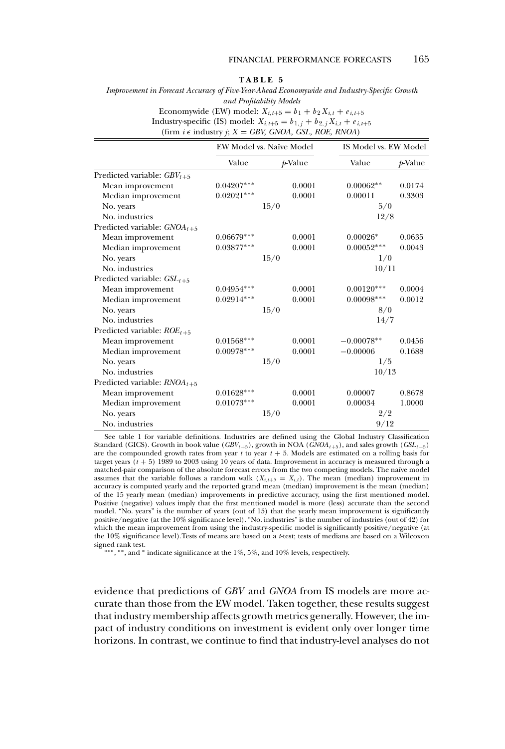**TABLE 5**

*Improvement in Forecast Accuracy of Five-Year-Ahead Economywide and Industry-Specific Growth and Profitability Models*

Economywide (EW) model: $X_{i,t+5} = b_1 + b_2 X_{i,t} + e_{i,t+5}$

Industry-specific (IS) model: $X_{i,t+5} = b_{1,j} + b_{2,j} X_{i,t} + e_{i,t+5}$

(firm $i \in$ industry $j$; $X$ = *GBV, GNOA, GSL, ROE, RNOA*)

| | EW Model vs. Naïve Model | | IS Model vs. EW Model | |
|---|---|---|---|---|
| | Value | *p*-Value | Value | *p*-Value |
| Predicted variable: $GBV_{t+5}$ | | | | |
| Mean improvement | 0.04207*** | 0.0001 | 0.00062** | 0.0174 |
| Median improvement | 0.02021*** | 0.0001 | 0.00011 | 0.3303 |
| No. years | 15/0 | | 5/0 | |
| No. industries | | | 12/8 | |
| Predicted variable: $GNOA_{t+5}$ | | | | |
| Mean improvement | 0.06679*** | 0.0001 | 0.00026* | 0.0635 |
| Median improvement | 0.03877*** | 0.0001 | 0.00052*** | 0.0043 |
| No. years | 15/0 | | 1/0 | |
| No. industries | | | 10/11 | |
| Predicted variable: $GSL_{t+5}$ | | | | |
| Mean improvement | 0.04954*** | 0.0001 | 0.00120*** | 0.0004 |
| Median improvement | 0.02914*** | 0.0001 | 0.00098*** | 0.0012 |
| No. years | 15/0 | | 8/0 | |
| No. industries | | | 14/7 | |
| Predicted variable: $ROE_{t+5}$ | | | | |
| Mean improvement | 0.01568*** | 0.0001 | −0.00078** | 0.0456 |
| Median improvement | 0.00978*** | 0.0001 | −0.00006 | 0.1688 |
| No. years | 15/0 | | 1/5 | |
| No. industries | | | 10/13 | |
| Predicted variable: $RNOA_{t+5}$ | | | | |
| Mean improvement | 0.01628*** | 0.0001 | 0.00007 | 0.8678 |
| Median improvement | 0.01073*** | 0.0001 | 0.00034 | 1.0000 |
| No. years | 15/0 | | 2/2 | |
| No. industries | | | 9/12 | |

See table 1 for variable definitions. Industries are defined using the Global Industry Classification Standard (GICS). Growth in book value ($GBV_{t+5}$), growth in NOA ($GNOA_{t+5}$), and sales growth ($GSL_{t+5}$) are the compounded growth rates from year $t$ to year $t + 5$. Models are estimated on a rolling basis for target years ($t + 5$) 1989 to 2003 using 10 years of data. Improvement in accuracy is measured through a matched-pair comparison of the absolute forecast errors from the two competing models. The naïve model assumes that the variable follows a random walk ($X_{i,t+5} = X_{i,t}$). The mean (median) improvement in accuracy is computed yearly and the reported grand mean (median) improvement is the mean (median) of the 15 yearly mean (median) improvements in predictive accuracy, using the first mentioned model. Positive (negative) values imply that the first mentioned model is more (less) accurate than the second model. "No. years" is the number of years (out of 15) that the yearly mean improvement is significantly positive/negative (at the 10% significance level). "No. industries" is the number of industries (out of 42) for which the mean improvement from using the industry-specific model is significantly positive/negative (at the 10% significance level). Tests of means are based on a *t*-test; tests of medians are based on a Wilcoxon signed rank test.

***, **, and * indicate significance at the 1%, 5%, and 10% levels, respectively.

evidence that predictions of *GBV* and *GNOA* from IS models are more accurate than those from the EW model. Taken together, these results suggest that industry membership affects growth metrics generally. However, the impact of industry conditions on investment is evident only over longer time horizons. In contrast, we continue to find that industry-level analyses do not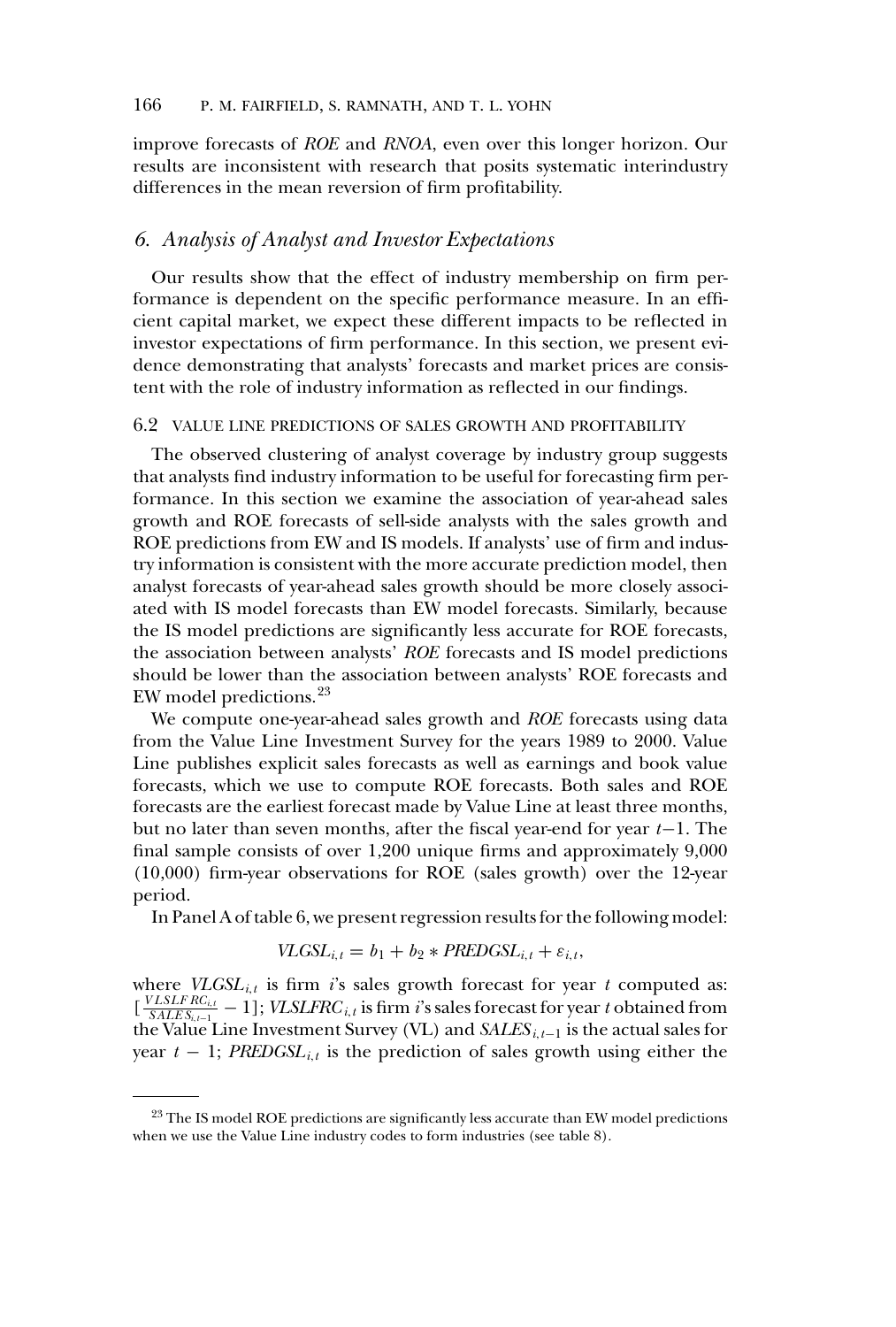improve forecasts of *ROE* and *RNOA*, even over this longer horizon. Our results are inconsistent with research that posits systematic interindustry differences in the mean reversion of firm profitability.

## *6. Analysis of Analyst and Investor Expectations*

Our results show that the effect of industry membership on firm performance is dependent on the specific performance measure. In an efficient capital market, we expect these different impacts to be reflected in investor expectations of firm performance. In this section, we present evidence demonstrating that analysts' forecasts and market prices are consistent with the role of industry information as reflected in our findings.

### 6.2 VALUE LINE PREDICTIONS OF SALES GROWTH AND PROFITABILITY

The observed clustering of analyst coverage by industry group suggests that analysts find industry information to be useful for forecasting firm performance. In this section we examine the association of year-ahead sales growth and ROE forecasts of sell-side analysts with the sales growth and ROE predictions from EW and IS models. If analysts' use of firm and industry information is consistent with the more accurate prediction model, then analyst forecasts of year-ahead sales growth should be more closely associated with IS model forecasts than EW model forecasts. Similarly, because the IS model predictions are significantly less accurate for ROE forecasts, the association between analysts' *ROE* forecasts and IS model predictions should be lower than the association between analysts' ROE forecasts and EW model predictions.[23]

We compute one-year-ahead sales growth and *ROE* forecasts using data from the Value Line Investment Survey for the years 1989 to 2000. Value Line publishes explicit sales forecasts as well as earnings and book value forecasts, which we use to compute ROE forecasts. Both sales and ROE forecasts are the earliest forecast made by Value Line at least three months, but no later than seven months, after the fiscal year-end for year $t-1$. The final sample consists of over 1,200 unique firms and approximately 9,000 (10,000) firm-year observations for ROE (sales growth) over the 12-year period.

In Panel A of table 6, we present regression results for the following model:

$$VLGSL_{i,t} = b_1 + b_2 * PREDGSL_{i,t} + \varepsilon_{i,t},$$

where $VLGSL_{i,t}$ is firm $i$'s sales growth forecast for year $t$ computed as: $[\frac{VLSLFRC_{i,t}}{SALES_{i,t-1}} - 1]$; $VLSLFRC_{i,t}$ is firm $i$'s sales forecast for year $t$ obtained from the Value Line Investment Survey (VL) and $SALES_{i,t-1}$ is the actual sales for year $t-1$; $PREDGSL_{i,t}$ is the prediction of sales growth using either the

[23] The IS model ROE predictions are significantly less accurate than EW model predictions when we use the Value Line industry codes to form industries (see table 8).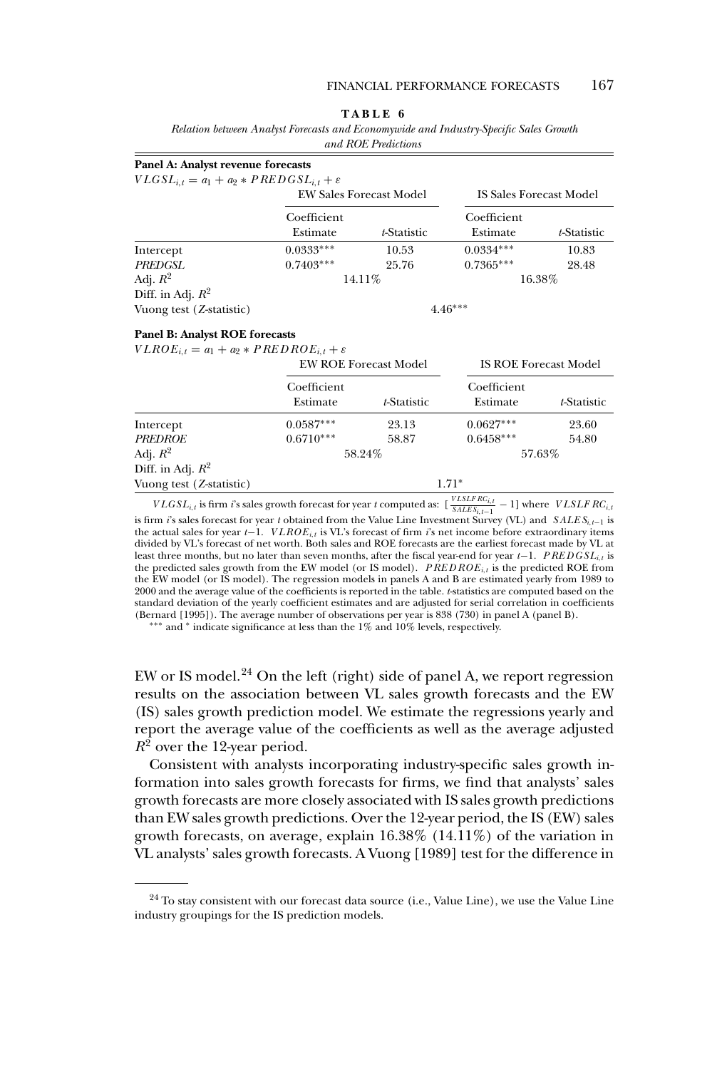**TABLE 6**

*Relation between Analyst Forecasts and Economywide and Industry-Specific Sales Growth and ROE Predictions*

**Panel A: Analyst revenue forecasts**

$VLGSL_{i,t} = a_1 + a_2 * PREDGSL_{i,t} + \varepsilon$

| | EW Sales Forecast Model | | IS Sales Forecast Model | |
|---|---|---|---|---|
| | Coefficient Estimate | *t*-Statistic | Coefficient Estimate | *t*-Statistic |
| Intercept | 0.0333*** | 10.53 | 0.0334*** | 10.83 |
| *PREDGSL* | 0.7403*** | 25.76 | 0.7365*** | 28.48 |
| Adj. $R^2$ | 14.11% | | 16.38% | |
| Diff. in Adj. $R^2$ | | | | |
| Vuong test (*Z*-statistic) | | 4.46*** | | |

**Panel B: Analyst ROE forecasts**

$VLROE_{i,t} = a_1 + a_2 * PREDROE_{i,t} + \varepsilon$

| | EW ROE Forecast Model | | IS ROE Forecast Model | |
|---|---|---|---|---|
| | Coefficient Estimate | *t*-Statistic | Coefficient Estimate | *t*-Statistic |
| Intercept | 0.0587*** | 23.13 | 0.0627*** | 23.60 |
| *PREDROE* | 0.6710*** | 58.87 | 0.6458*** | 54.80 |
| Adj. $R^2$ | 58.24% | | 57.63% | |
| Diff. in Adj. $R^2$ | | | | |
| Vuong test (*Z*-statistic) | | 1.71* | | |

$VLGSL_{i,t}$ is firm *i*'s sales growth forecast for year *t* computed as: $[\frac{VLSLFRC_{i,t}}{SALES_{i,t-1}} - 1]$ where $VLSLFRC_{i,t}$ is firm *i*'s sales forecast for year *t* obtained from the Value Line Investment Survey (VL) and $SALES_{i,t-1}$ is the actual sales for year $t-1$. $VLROE_{i,t}$ is VL's forecast of firm *i*'s net income before extraordinary items divided by VL's forecast of net worth. Both sales and ROE forecasts are the earliest forecast made by VL at least three months, but no later than seven months, after the fiscal year-end for year $t-1$. $PREDGSL_{i,t}$ is the predicted sales growth from the EW model (or IS model). $PREDROE_{i,t}$ is the predicted ROE from the EW model (or IS model). The regression models in panels A and B are estimated yearly from 1989 to 2000 and the average value of the coefficients is reported in the table. *t*-statistics are computed based on the standard deviation of the yearly coefficient estimates and are adjusted for serial correlation in coefficients (Bernard [1995]). The average number of observations per year is 838 (730) in panel A (panel B).

*** and * indicate significance at less than the 1% and 10% levels, respectively.

EW or IS model.[24] On the left (right) side of panel A, we report regression results on the association between VL sales growth forecasts and the EW (IS) sales growth prediction model. We estimate the regressions yearly and report the average value of the coefficients as well as the average adjusted $R^2$ over the 12-year period.

Consistent with analysts incorporating industry-specific sales growth information into sales growth forecasts for firms, we find that analysts' sales growth forecasts are more closely associated with IS sales growth predictions than EW sales growth predictions. Over the 12-year period, the IS (EW) sales growth forecasts, on average, explain 16.38% (14.11%) of the variation in VL analysts' sales growth forecasts. A Vuong [1989] test for the difference in

[24] To stay consistent with our forecast data source (i.e., Value Line), we use the Value Line industry groupings for the IS prediction models.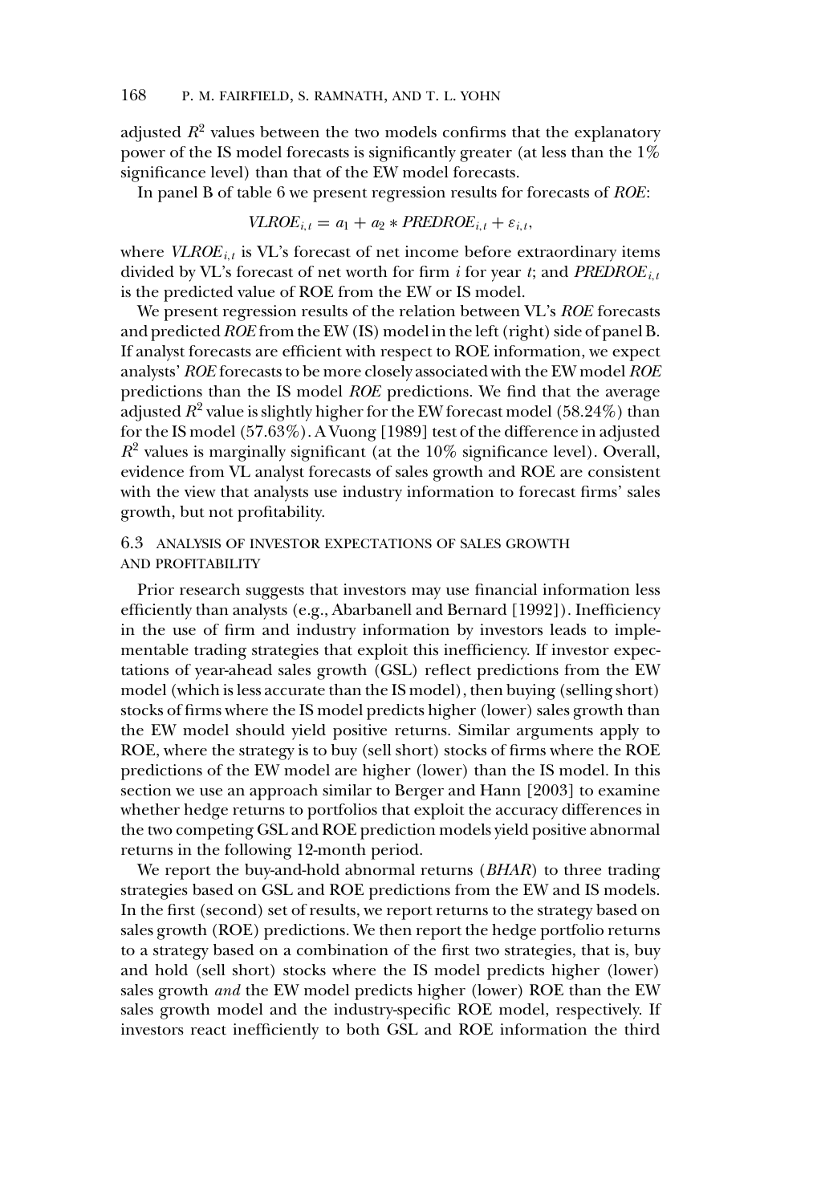adjusted $R^2$ values between the two models confirms that the explanatory power of the IS model forecasts is significantly greater (at less than the 1% significance level) than that of the EW model forecasts.

In panel B of table 6 we present regression results for forecasts of *ROE*:

$$VLROE_{i,t} = a_1 + a_2 * PREDROE_{i,t} + \varepsilon_{i,t},$$

where $VLROE_{i,t}$ is VL's forecast of net income before extraordinary items divided by VL's forecast of net worth for firm $i$ for year $t$; and $PREDROE_{i,t}$ is the predicted value of ROE from the EW or IS model.

We present regression results of the relation between VL's *ROE* forecasts and predicted *ROE* from the EW (IS) model in the left (right) side of panel B. If analyst forecasts are efficient with respect to ROE information, we expect analysts' *ROE* forecasts to be more closely associated with the EW model *ROE* predictions than the IS model *ROE* predictions. We find that the average adjusted $R^2$ value is slightly higher for the EW forecast model (58.24%) than for the IS model (57.63%). A Vuong [1989] test of the difference in adjusted $R^2$ values is marginally significant (at the 10% significance level). Overall, evidence from VL analyst forecasts of sales growth and ROE are consistent with the view that analysts use industry information to forecast firms' sales growth, but not profitability.

### 6.3 ANALYSIS OF INVESTOR EXPECTATIONS OF SALES GROWTH AND PROFITABILITY

Prior research suggests that investors may use financial information less efficiently than analysts (e.g., Abarbanell and Bernard [1992]). Inefficiency in the use of firm and industry information by investors leads to implementable trading strategies that exploit this inefficiency. If investor expectations of year-ahead sales growth (GSL) reflect predictions from the EW model (which is less accurate than the IS model), then buying (selling short) stocks of firms where the IS model predicts higher (lower) sales growth than the EW model should yield positive returns. Similar arguments apply to ROE, where the strategy is to buy (sell short) stocks of firms where the ROE predictions of the EW model are higher (lower) than the IS model. In this section we use an approach similar to Berger and Hann [2003] to examine whether hedge returns to portfolios that exploit the accuracy differences in the two competing GSL and ROE prediction models yield positive abnormal returns in the following 12-month period.

We report the buy-and-hold abnormal returns (*BHAR*) to three trading strategies based on GSL and ROE predictions from the EW and IS models. In the first (second) set of results, we report returns to the strategy based on sales growth (ROE) predictions. We then report the hedge portfolio returns to a strategy based on a combination of the first two strategies, that is, buy and hold (sell short) stocks where the IS model predicts higher (lower) sales growth *and* the EW model predicts higher (lower) ROE than the EW sales growth model and the industry-specific ROE model, respectively. If investors react inefficiently to both GSL and ROE information the third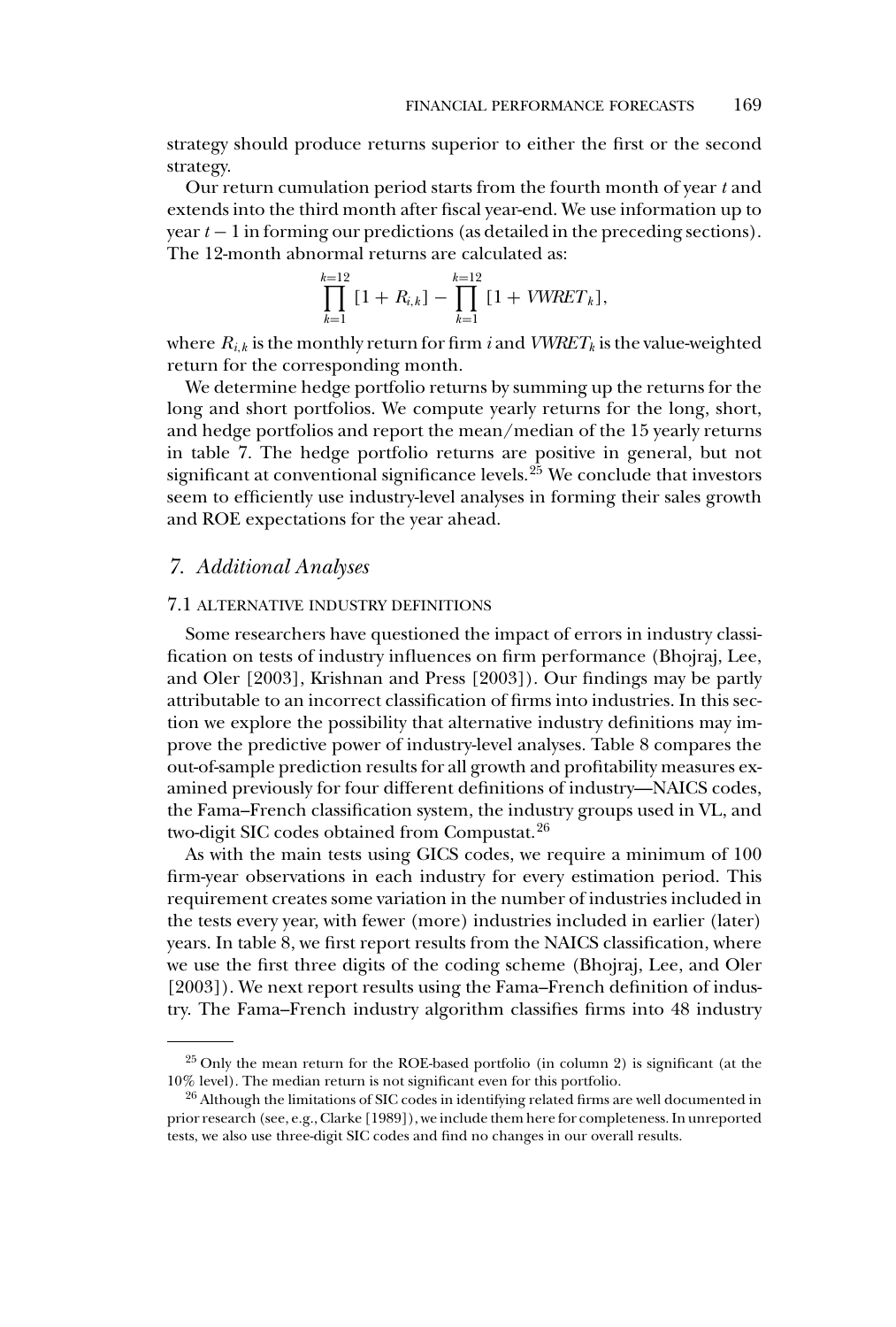strategy should produce returns superior to either the first or the second strategy.

Our return cumulation period starts from the fourth month of year $t$ and extends into the third month after fiscal year-end. We use information up to year $t-1$ in forming our predictions (as detailed in the preceding sections). The 12-month abnormal returns are calculated as:

$$\prod_{k=1}^{k=12} [1 + R_{i,k}] - \prod_{k=1}^{k=12} [1 + VWRET_k],$$

where $R_{i,k}$ is the monthly return for firm $i$ and $VWRET_k$ is the value-weighted return for the corresponding month.

We determine hedge portfolio returns by summing up the returns for the long and short portfolios. We compute yearly returns for the long, short, and hedge portfolios and report the mean/median of the 15 yearly returns in table 7. The hedge portfolio returns are positive in general, but not significant at conventional significance levels.[25] We conclude that investors seem to efficiently use industry-level analyses in forming their sales growth and ROE expectations for the year ahead.

## *7. Additional Analyses*

### 7.1 ALTERNATIVE INDUSTRY DEFINITIONS

Some researchers have questioned the impact of errors in industry classification on tests of industry influences on firm performance (Bhojraj, Lee, and Oler [2003], Krishnan and Press [2003]). Our findings may be partly attributable to an incorrect classification of firms into industries. In this section we explore the possibility that alternative industry definitions may improve the predictive power of industry-level analyses. Table 8 compares the out-of-sample prediction results for all growth and profitability measures examined previously for four different definitions of industry—NAICS codes, the Fama–French classification system, the industry groups used in VL, and two-digit SIC codes obtained from Compustat.[26]

As with the main tests using GICS codes, we require a minimum of 100 firm-year observations in each industry for every estimation period. This requirement creates some variation in the number of industries included in the tests every year, with fewer (more) industries included in earlier (later) years. In table 8, we first report results from the NAICS classification, where we use the first three digits of the coding scheme (Bhojraj, Lee, and Oler [2003]). We next report results using the Fama–French definition of industry. The Fama–French industry algorithm classifies firms into 48 industry

---

[25] Only the mean return for the ROE-based portfolio (in column 2) is significant (at the 10% level). The median return is not significant even for this portfolio.

[26] Although the limitations of SIC codes in identifying related firms are well documented in prior research (see, e.g., Clarke [1989]), we include them here for completeness. In unreported tests, we also use three-digit SIC codes and find no changes in our overall results.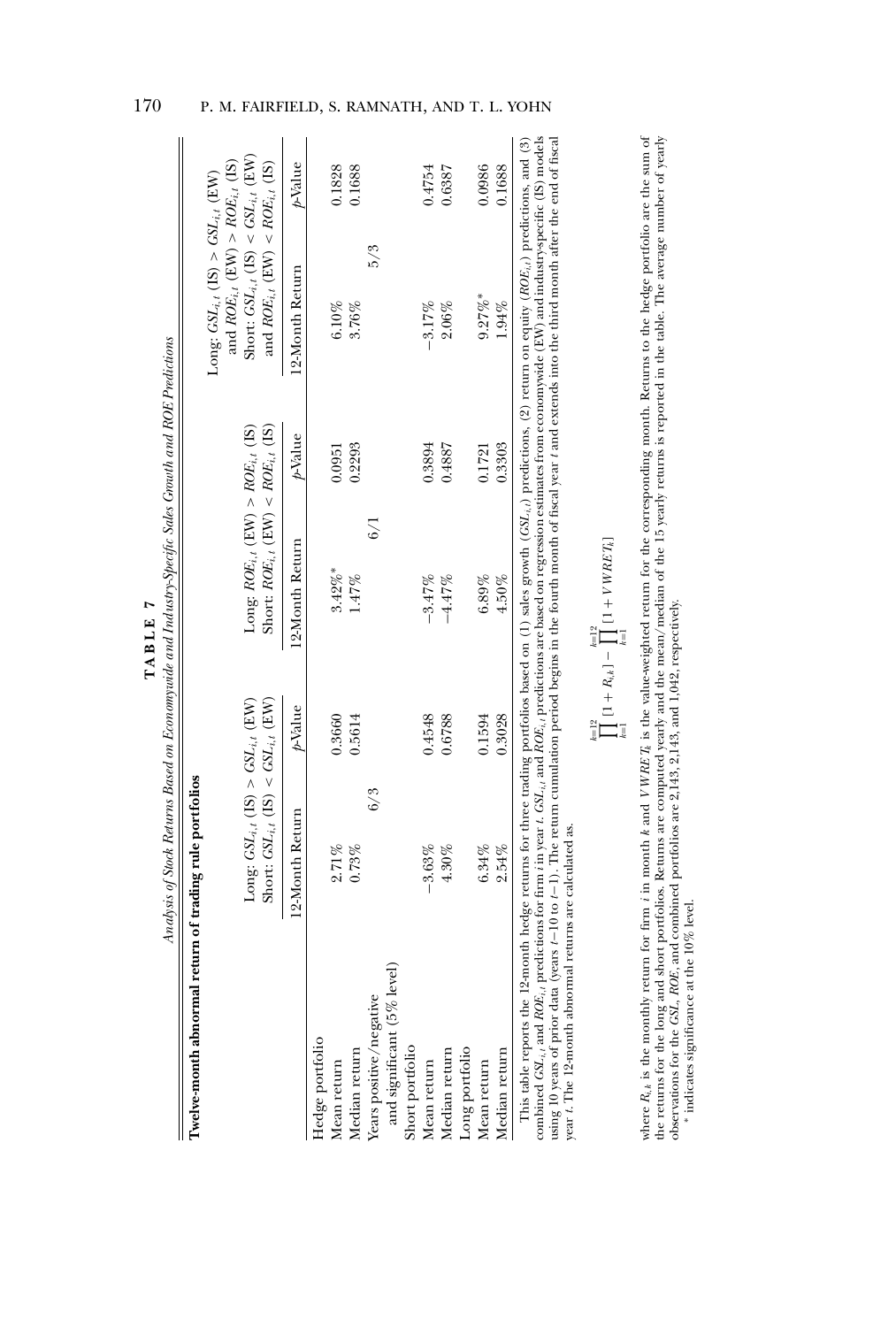**TABLE 7**

*Analysis of Stock Returns Based on Economywide and Industry-Specific Sales Growth and ROE Predictions*

**Twelve-month abnormal return of trading rule portfolios**

| | Long: $GSL_{i,t}$ (IS) > $GSL_{i,t}$ (EW) Short: $GSL_{i,t}$ (IS) < $GSL_{i,t}$ (EW) | | Long: $ROE_{i,t}$ (EW) > $ROE_{i,t}$ (IS) Short: $ROE_{i,t}$ (EW) < $ROE_{i,t}$ (IS) | | Long: $GSL_{i,t}$ (IS) > $GSL_{i,t}$ (EW) and $ROE_{i,t}$ (EW) > $ROE_{i,t}$ (IS) Short: $GSL_{i,t}$ (IS) < $GSL_{i,t}$ (EW) and $ROE_{i,t}$ (EW) < $ROE_{i,t}$ (IS) | |
|---|---|---|---|---|---|---|
| | 12-Month Return | *p*-Value | 12-Month Return | *p*-Value | 12-Month Return | *p*-Value |
| Hedge portfolio | | | | | | |
| Mean return | 2.71% | 0.3660 | 3.42%* | 0.0951 | 6.10% | 0.1828 |
| Median return | 0.73% | 0.5614 | 1.47% | 0.2293 | 3.76% | 0.1688 |
| Years positive/negative and significant (5% level) | 6/3 | | 6/1 | | 5/3 | |
| Short portfolio | | | | | | |
| Mean return | −3.63% | 0.4548 | −3.47% | 0.3894 | −3.17% | 0.4754 |
| Median return | 4.30% | 0.6788 | −4.47% | 0.4887 | 2.06% | 0.6387 |
| Long portfolio | | | | | | |
| Mean return | 6.34% | 0.1594 | 6.89% | 0.1721 | 9.27%* | 0.0986 |
| Median return | 2.54% | 0.3028 | 4.50% | 0.3303 | 1.94% | 0.1688 |

This table reports the 12-month hedge returns for three trading portfolios based on (1) sales growth ($GSL_{i,t}$) predictions, (2) return on equity ($ROE_{i,t}$) predictions, and (3) combined $GSL_{i,t}$ and $ROE_{i,t}$ predictions for firm $i$ in year $t$. $GSL_{i,t}$ and $ROE_{i,t}$ predictions are based on regression estimates from economywide (EW) and industry-specific (IS) models using 10 years of prior data (years $t-10$ to $t-1$). The return cumulation period begins in the fourth month of fiscal year $t$ and extends into the third month after the end of fiscal year $t$. The 12-month abnormal returns are calculated as.

$$\prod_{k=1}^{k=12}[1+R_{i,k}] - \prod_{k=1}^{k=12}[1+VWRET_k]$$

where $R_{i,k}$ is the monthly return for firm $i$ in month $k$ and $VWRET_k$ is the value-weighted return for the corresponding month. Returns to the hedge portfolio are the sum of the returns for the long and short portfolios. Returns are computed yearly and the mean/median of the 15 yearly returns is reported in the table. The average number of yearly observations for the *GSL*, *ROE*, and combined portfolios are 2,143, 2,143, and 1,042, respectively.

\* indicates significance at the 10% level.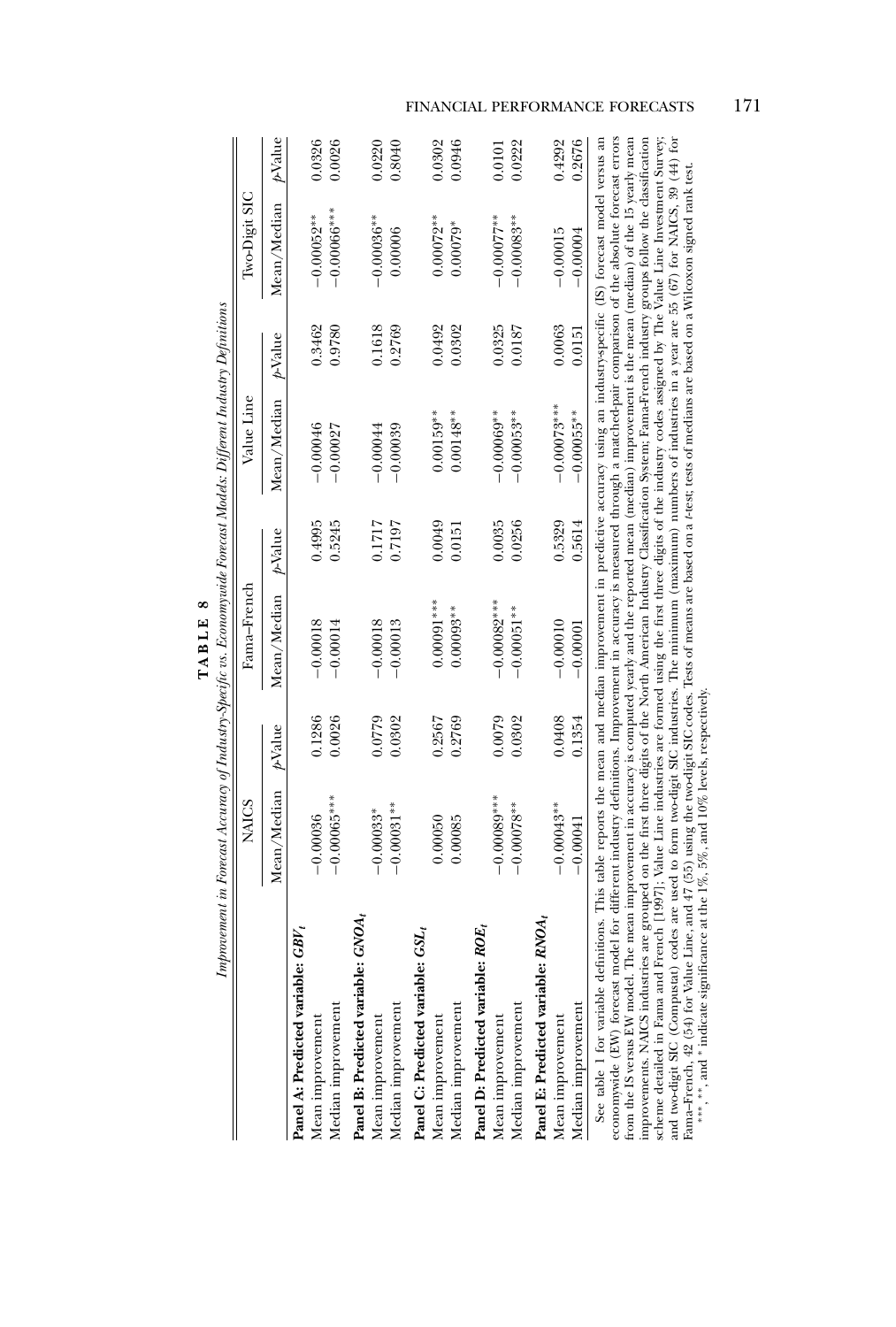**TABLE 8**

*Improvement in Forecast Accuracy of Industry-Specific vs. Economywide Forecast Models: Different Industry Definitions*

| | NAICS | | Fama–French | | Value Line | | Two-Digit SIC | |
|---|---|---|---|---|---|---|---|---|
| | Mean/Median | *p*-Value | Mean/Median | *p*-Value | Mean/Median | *p*-Value | Mean/Median | *p*-Value |
| **Panel A: Predicted variable: $GBV_t$** | | | | | | | | |
| Mean improvement | −0.00036 | 0.1286 | −0.00018 | 0.4995 | −0.00046 | 0.3462 | −0.00052** | 0.0326 |
| Median improvement | −0.00065*** | 0.0026 | −0.00014 | 0.5245 | −0.00027 | 0.9780 | −0.00066*** | 0.0026 |
| **Panel B: Predicted variable: $GNOA_t$** | | | | | | | | |
| Mean improvement | −0.00033* | 0.0779 | −0.00018 | 0.1717 | −0.00044 | 0.1618 | −0.00036** | 0.0220 |
| Median improvement | −0.00031** | 0.0302 | −0.00013 | 0.7197 | −0.00039 | 0.2769 | 0.00006 | 0.8040 |
| **Panel C: Predicted variable: $GSL_t$** | | | | | | | | |
| Mean improvement | 0.00050 | 0.2567 | 0.00091*** | 0.0049 | 0.00159** | 0.0492 | 0.00072** | 0.0302 |
| Median improvement | 0.00085 | 0.2769 | 0.00093** | 0.0151 | 0.00148** | 0.0302 | 0.00079* | 0.0946 |
| **Panel D: Predicted variable: $ROE_t$** | | | | | | | | |
| Mean improvement | −0.00089*** | 0.0079 | −0.00082*** | 0.0035 | −0.00069** | 0.0325 | −0.00077** | 0.0101 |
| Median improvement | −0.00078** | 0.0302 | −0.00051** | 0.0256 | −0.00053** | 0.0187 | −0.00083** | 0.0222 |
| **Panel E: Predicted variable: $RNOA_t$** | | | | | | | | |
| Mean improvement | −0.00043** | 0.0408 | −0.00010 | 0.5329 | −0.00073*** | 0.0063 | −0.00015 | 0.4292 |
| Median improvement | −0.00041 | 0.1354 | −0.00001 | 0.5614 | −0.00055** | 0.0151 | −0.00004 | 0.2676 |

See table 1 for variable definitions. This table reports the mean and median improvement in predictive accuracy using an industry-specific (IS) forecast model versus an economywide (EW) forecast model for different industry definitions. Improvement in accuracy is measured through a matched-pair comparison of the absolute forecast errors from the IS versus EW model. The mean improvement in accuracy is computed yearly and the reported mean (median) improvement is the mean (median) of the 15 yearly mean improvements. NAICS industries are grouped on the first three digits of the North American Industry Classification System; Fama-French industry groups follow the classification scheme detailed in Fama and French [1997]; Value Line industries are formed using the first three digits of the industry codes assigned by The Value Line Investment Survey; and two-digit SIC (Compustat) codes are used to form two-digit SIC industries. The minimum (maximum) numbers of industries in a year are 55 (67) for NAICS, 39 (44) for Fama–French, 42 (54) for Value Line, and 47 (55) using the two-digit SIC codes. Tests of means are based on a *t*-test; tests of medians are based on a Wilcoxon signed rank test.

***, **, and * indicate significance at the 1%, 5%, and 10% levels, respectively.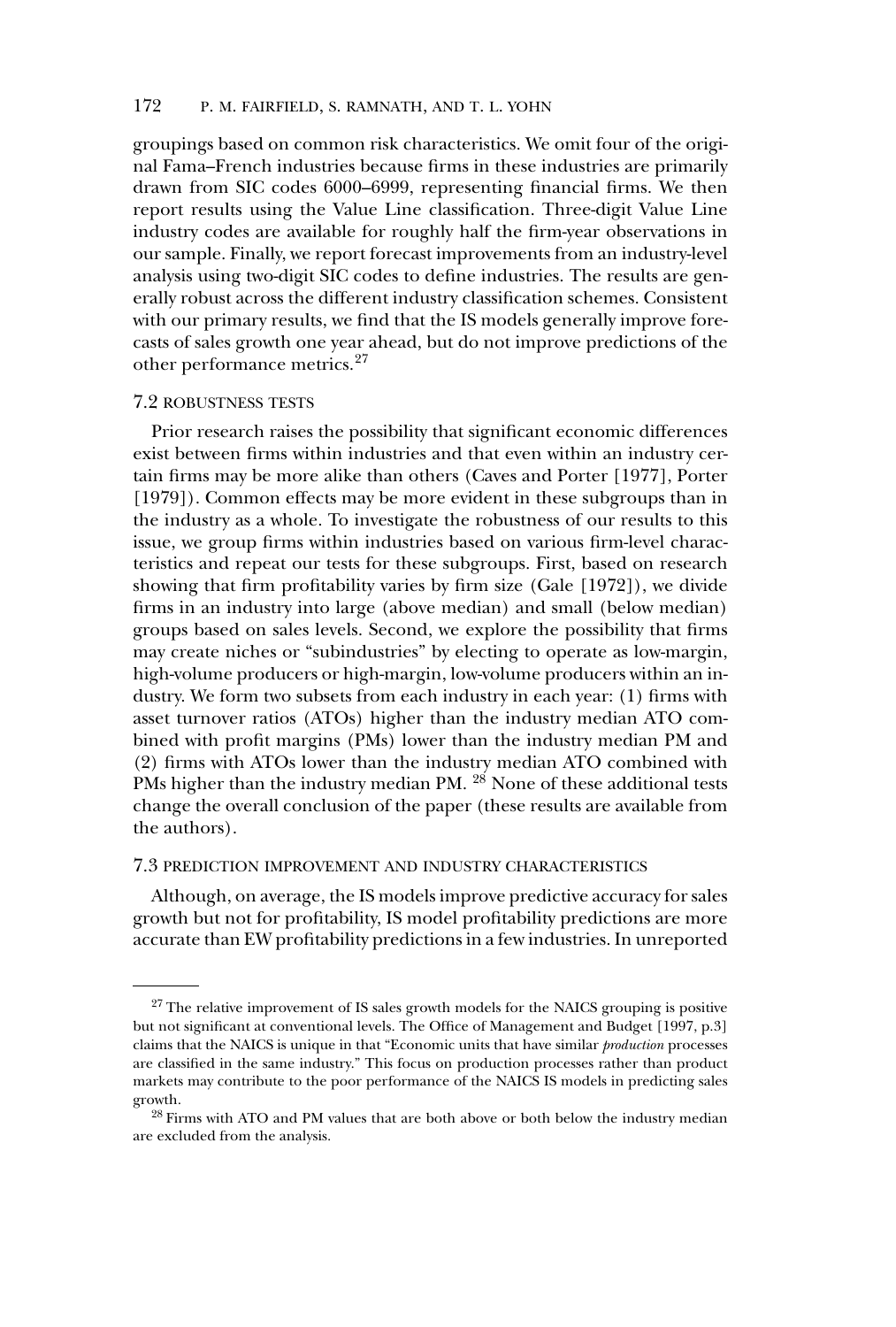groupings based on common risk characteristics. We omit four of the original Fama–French industries because firms in these industries are primarily drawn from SIC codes 6000–6999, representing financial firms. We then report results using the Value Line classification. Three-digit Value Line industry codes are available for roughly half the firm-year observations in our sample. Finally, we report forecast improvements from an industry-level analysis using two-digit SIC codes to define industries. The results are generally robust across the different industry classification schemes. Consistent with our primary results, we find that the IS models generally improve forecasts of sales growth one year ahead, but do not improve predictions of the other performance metrics.[27]

### 7.2 ROBUSTNESS TESTS

Prior research raises the possibility that significant economic differences exist between firms within industries and that even within an industry certain firms may be more alike than others (Caves and Porter [1977], Porter [1979]). Common effects may be more evident in these subgroups than in the industry as a whole. To investigate the robustness of our results to this issue, we group firms within industries based on various firm-level characteristics and repeat our tests for these subgroups. First, based on research showing that firm profitability varies by firm size (Gale [1972]), we divide firms in an industry into large (above median) and small (below median) groups based on sales levels. Second, we explore the possibility that firms may create niches or "subindustries" by electing to operate as low-margin, high-volume producers or high-margin, low-volume producers within an industry. We form two subsets from each industry in each year: (1) firms with asset turnover ratios (ATOs) higher than the industry median ATO combined with profit margins (PMs) lower than the industry median PM and (2) firms with ATOs lower than the industry median ATO combined with PMs higher than the industry median PM.[28] None of these additional tests change the overall conclusion of the paper (these results are available from the authors).

### 7.3 PREDICTION IMPROVEMENT AND INDUSTRY CHARACTERISTICS

Although, on average, the IS models improve predictive accuracy for sales growth but not for profitability, IS model profitability predictions are more accurate than EW profitability predictions in a few industries. In unreported

---

[27] The relative improvement of IS sales growth models for the NAICS grouping is positive but not significant at conventional levels. The Office of Management and Budget [1997, p.3] claims that the NAICS is unique in that "Economic units that have similar *production* processes are classified in the same industry." This focus on production processes rather than product markets may contribute to the poor performance of the NAICS IS models in predicting sales growth.

[28] Firms with ATO and PM values that are both above or both below the industry median are excluded from the analysis.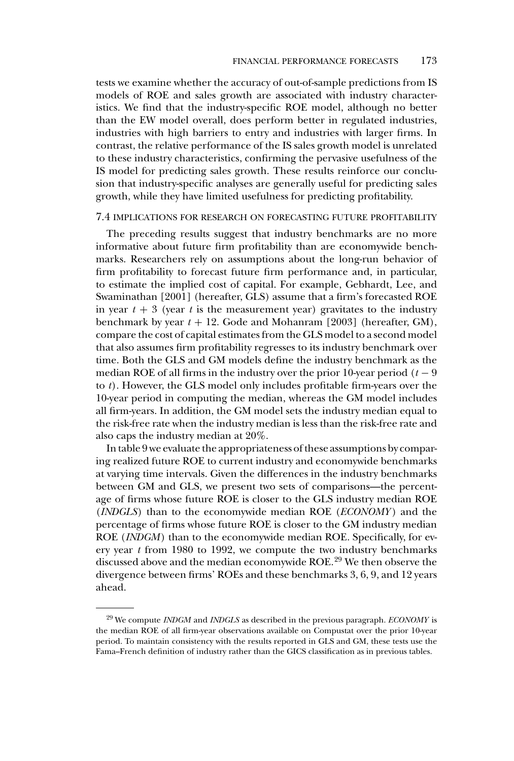tests we examine whether the accuracy of out-of-sample predictions from IS models of ROE and sales growth are associated with industry characteristics. We find that the industry-specific ROE model, although no better than the EW model overall, does perform better in regulated industries, industries with high barriers to entry and industries with larger firms. In contrast, the relative performance of the IS sales growth model is unrelated to these industry characteristics, confirming the pervasive usefulness of the IS model for predicting sales growth. These results reinforce our conclusion that industry-specific analyses are generally useful for predicting sales growth, while they have limited usefulness for predicting profitability.

### 7.4 IMPLICATIONS FOR RESEARCH ON FORECASTING FUTURE PROFITABILITY

The preceding results suggest that industry benchmarks are no more informative about future firm profitability than are economywide benchmarks. Researchers rely on assumptions about the long-run behavior of firm profitability to forecast future firm performance and, in particular, to estimate the implied cost of capital. For example, Gebhardt, Lee, and Swaminathan [2001] (hereafter, GLS) assume that a firm's forecasted ROE in year $t + 3$ (year $t$ is the measurement year) gravitates to the industry benchmark by year $t + 12$. Gode and Mohanram [2003] (hereafter, GM), compare the cost of capital estimates from the GLS model to a second model that also assumes firm profitability regresses to its industry benchmark over time. Both the GLS and GM models define the industry benchmark as the median ROE of all firms in the industry over the prior 10-year period ($t - 9$ to $t$). However, the GLS model only includes profitable firm-years over the 10-year period in computing the median, whereas the GM model includes all firm-years. In addition, the GM model sets the industry median equal to the risk-free rate when the industry median is less than the risk-free rate and also caps the industry median at 20%.

In table 9 we evaluate the appropriateness of these assumptions by comparing realized future ROE to current industry and economywide benchmarks at varying time intervals. Given the differences in the industry benchmarks between GM and GLS, we present two sets of comparisons—the percentage of firms whose future ROE is closer to the GLS industry median ROE (*INDGLS*) than to the economywide median ROE (*ECONOMY*) and the percentage of firms whose future ROE is closer to the GM industry median ROE (*INDGM*) than to the economywide median ROE. Specifically, for every year $t$ from 1980 to 1992, we compute the two industry benchmarks discussed above and the median economywide ROE.[29] We then observe the divergence between firms' ROEs and these benchmarks 3, 6, 9, and 12 years ahead.

---

[29] We compute *INDGM* and *INDGLS* as described in the previous paragraph. *ECONOMY* is the median ROE of all firm-year observations available on Compustat over the prior 10-year period. To maintain consistency with the results reported in GLS and GM, these tests use the Fama–French definition of industry rather than the GICS classification as in previous tables.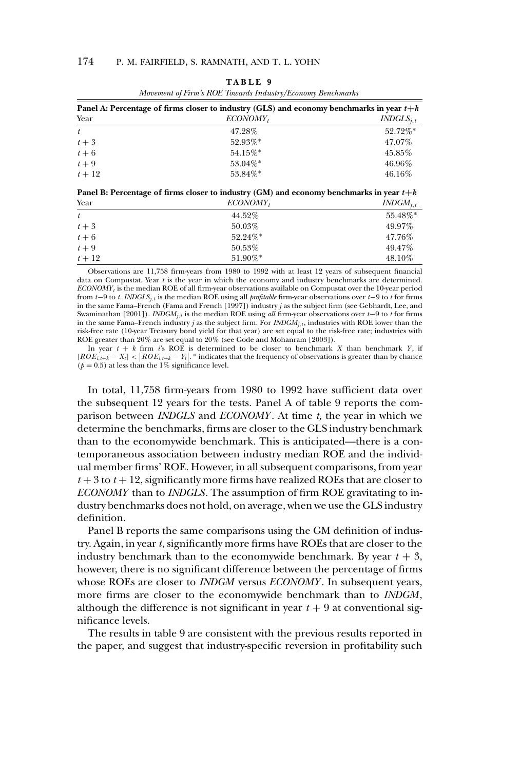**TABLE 9**

*Movement of Firm's ROE Towards Industry/Economy Benchmarks*

**Panel A: Percentage of firms closer to industry (GLS) and economy benchmarks in year $t+k$**

| Year | $ECONOMY_t$ | $INDGLS_{j,t}$ |
|---|---|---|
| $t$ | 47.28% | 52.72%* |
| $t+3$ | 52.93%* | 47.07% |
| $t+6$ | 54.15%* | 45.85% |
| $t+9$ | 53.04%* | 46.96% |
| $t+12$ | 53.84%* | 46.16% |

**Panel B: Percentage of firms closer to industry (GM) and economy benchmarks in year $t+k$**

| Year | $ECONOMY_t$ | $INDGM_{j,t}$ |
|---|---|---|
| $t$ | 44.52% | 55.48%* |
| $t+3$ | 50.03% | 49.97% |
| $t+6$ | 52.24%* | 47.76% |
| $t+9$ | 50.53% | 49.47% |
| $t+12$ | 51.90%* | 48.10% |

Observations are 11,758 firm-years from 1980 to 1992 with at least 12 years of subsequent financial data on Compustat. Year $t$ is the year in which the economy and industry benchmarks are determined. $ECONOMY_t$ is the median ROE of all firm-year observations available on Compustat over the 10-year period from $t-9$ to $t$. $INDGLS_{j,t}$ is the median ROE using all *profitable* firm-year observations over $t-9$ to $t$ for firms in the same Fama–French (Fama and French [1997]) industry $j$ as the subject firm (see Gebhardt, Lee, and Swaminathan [2001]). $INDGM_{j,t}$ is the median ROE using *all* firm-year observations over $t-9$ to $t$ for firms in the same Fama–French industry $j$ as the subject firm. For $INDGM_{j,t}$, industries with ROE lower than the risk-free rate (10-year Treasury bond yield for that year) are set equal to the risk-free rate; industries with ROE greater than 20% are set equal to 20% (see Gode and Mohanram [2003]).

In year $t+k$ firm $i$'s ROE is determined to be closer to benchmark $X$ than benchmark $Y$, if $|ROE_{i,t+k} - X_t| < |ROE_{i,t+k} - Y_t|$. * indicates that the frequency of observations is greater than by chance ($p = 0.5$) at less than the 1% significance level.

In total, 11,758 firm-years from 1980 to 1992 have sufficient data over the subsequent 12 years for the tests. Panel A of table 9 reports the comparison between *INDGLS* and *ECONOMY*. At time *t,* the year in which we determine the benchmarks, firms are closer to the GLS industry benchmark than to the economywide benchmark. This is anticipated—there is a contemporaneous association between industry median ROE and the individual member firms' ROE. However, in all subsequent comparisons, from year $t+3$ to $t+12$, significantly more firms have realized ROEs that are closer to *ECONOMY* than to *INDGLS*. The assumption of firm ROE gravitating to industry benchmarks does not hold, on average, when we use the GLS industry definition.

Panel B reports the same comparisons using the GM definition of industry. Again, in year *t*, significantly more firms have ROEs that are closer to the industry benchmark than to the economywide benchmark. By year $t+3$, however, there is no significant difference between the percentage of firms whose ROEs are closer to *INDGM* versus *ECONOMY*. In subsequent years, more firms are closer to the economywide benchmark than to *INDGM*, although the difference is not significant in year $t+9$ at conventional significance levels.

The results in table 9 are consistent with the previous results reported in the paper, and suggest that industry-specific reversion in profitability such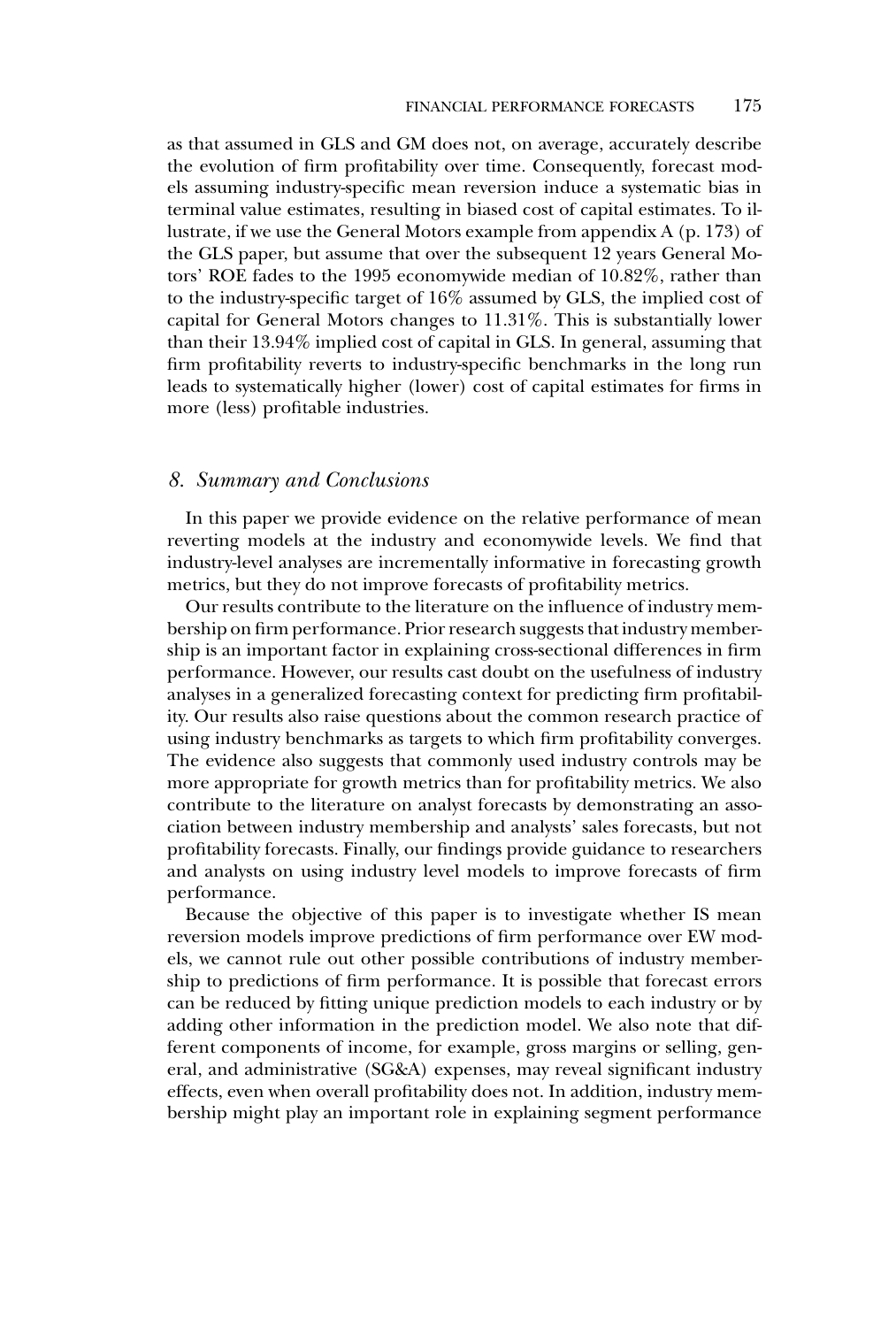as that assumed in GLS and GM does not, on average, accurately describe the evolution of firm profitability over time. Consequently, forecast models assuming industry-specific mean reversion induce a systematic bias in terminal value estimates, resulting in biased cost of capital estimates. To illustrate, if we use the General Motors example from appendix A (p. 173) of the GLS paper, but assume that over the subsequent 12 years General Motors' ROE fades to the 1995 economywide median of 10.82%, rather than to the industry-specific target of 16% assumed by GLS, the implied cost of capital for General Motors changes to 11.31%. This is substantially lower than their 13.94% implied cost of capital in GLS. In general, assuming that firm profitability reverts to industry-specific benchmarks in the long run leads to systematically higher (lower) cost of capital estimates for firms in more (less) profitable industries.

## *8. Summary and Conclusions*

In this paper we provide evidence on the relative performance of mean reverting models at the industry and economywide levels. We find that industry-level analyses are incrementally informative in forecasting growth metrics, but they do not improve forecasts of profitability metrics.

Our results contribute to the literature on the influence of industry membership on firm performance. Prior research suggests that industry membership is an important factor in explaining cross-sectional differences in firm performance. However, our results cast doubt on the usefulness of industry analyses in a generalized forecasting context for predicting firm profitability. Our results also raise questions about the common research practice of using industry benchmarks as targets to which firm profitability converges. The evidence also suggests that commonly used industry controls may be more appropriate for growth metrics than for profitability metrics. We also contribute to the literature on analyst forecasts by demonstrating an association between industry membership and analysts' sales forecasts, but not profitability forecasts. Finally, our findings provide guidance to researchers and analysts on using industry level models to improve forecasts of firm performance.

Because the objective of this paper is to investigate whether IS mean reversion models improve predictions of firm performance over EW models, we cannot rule out other possible contributions of industry membership to predictions of firm performance. It is possible that forecast errors can be reduced by fitting unique prediction models to each industry or by adding other information in the prediction model. We also note that different components of income, for example, gross margins or selling, general, and administrative (SG&A) expenses, may reveal significant industry effects, even when overall profitability does not. In addition, industry membership might play an important role in explaining segment performance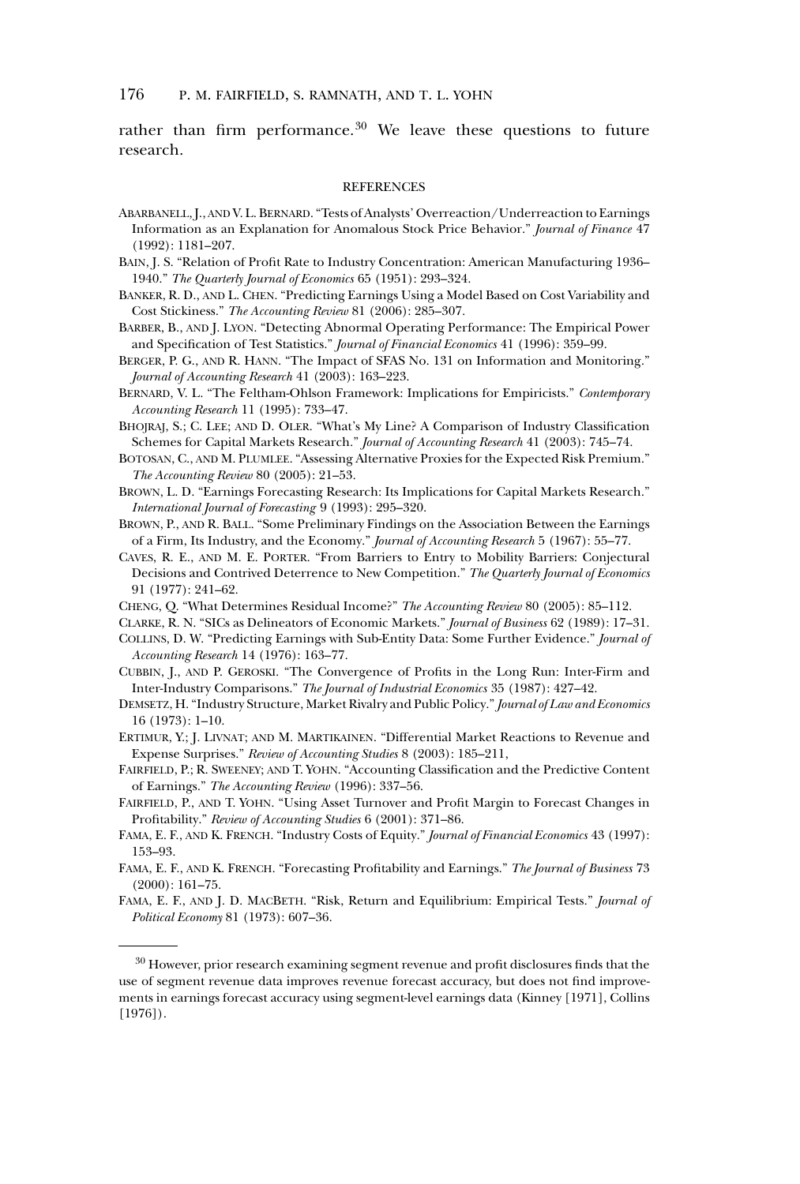rather than firm performance.[30] We leave these questions to future research.

## REFERENCES

ABARBANELL, J., AND V. L. BERNARD. "Tests of Analysts' Overreaction/Underreaction to Earnings Information as an Explanation for Anomalous Stock Price Behavior." *Journal of Finance* 47 (1992): 1181–207.

BAIN, J. S. "Relation of Profit Rate to Industry Concentration: American Manufacturing 1936–1940." *The Quarterly Journal of Economics* 65 (1951): 293–324.

BANKER, R. D., AND L. CHEN. "Predicting Earnings Using a Model Based on Cost Variability and Cost Stickiness." *The Accounting Review* 81 (2006): 285–307.

BARBER, B., AND J. LYON. "Detecting Abnormal Operating Performance: The Empirical Power and Specification of Test Statistics." *Journal of Financial Economics* 41 (1996): 359–99.

BERGER, P. G., AND R. HANN. "The Impact of SFAS No. 131 on Information and Monitoring." *Journal of Accounting Research* 41 (2003): 163–223.

BERNARD, V. L. "The Feltham-Ohlson Framework: Implications for Empiricists." *Contemporary Accounting Research* 11 (1995): 733–47.

BHOJRAJ, S.; C. LEE; AND D. OLER. "What's My Line? A Comparison of Industry Classification Schemes for Capital Markets Research." *Journal of Accounting Research* 41 (2003): 745–74.

BOTOSAN, C., AND M. PLUMLEE. "Assessing Alternative Proxies for the Expected Risk Premium." *The Accounting Review* 80 (2005): 21–53.

BROWN, L. D. "Earnings Forecasting Research: Its Implications for Capital Markets Research." *International Journal of Forecasting* 9 (1993): 295–320.

BROWN, P., AND R. BALL. "Some Preliminary Findings on the Association Between the Earnings of a Firm, Its Industry, and the Economy." *Journal of Accounting Research* 5 (1967): 55–77.

CAVES, R. E., AND M. E. PORTER. "From Barriers to Entry to Mobility Barriers: Conjectural Decisions and Contrived Deterrence to New Competition." *The Quarterly Journal of Economics* 91 (1977): 241–62.

CHENG, Q. "What Determines Residual Income?" *The Accounting Review* 80 (2005): 85–112.

CLARKE, R. N. "SICs as Delineators of Economic Markets." *Journal of Business* 62 (1989): 17–31.

COLLINS, D. W. "Predicting Earnings with Sub-Entity Data: Some Further Evidence." *Journal of Accounting Research* 14 (1976): 163–77.

CUBBIN, J., AND P. GEROSKI. "The Convergence of Profits in the Long Run: Inter-Firm and Inter-Industry Comparisons." *The Journal of Industrial Economics* 35 (1987): 427–42.

DEMSETZ, H. "Industry Structure, Market Rivalry and Public Policy." *Journal of Law and Economics* 16 (1973): 1–10.

ERTIMUR, Y.; J. LIVNAT; AND M. MARTIKAINEN. "Differential Market Reactions to Revenue and Expense Surprises." *Review of Accounting Studies* 8 (2003): 185–211,

FAIRFIELD, P.; R. SWEENEY; AND T. YOHN. "Accounting Classification and the Predictive Content of Earnings." *The Accounting Review* (1996): 337–56.

FAIRFIELD, P., AND T. YOHN. "Using Asset Turnover and Profit Margin to Forecast Changes in Profitability." *Review of Accounting Studies* 6 (2001): 371–86.

FAMA, E. F., AND K. FRENCH. "Industry Costs of Equity." *Journal of Financial Economics* 43 (1997): 153–93.

FAMA, E. F., AND K. FRENCH. "Forecasting Profitability and Earnings." *The Journal of Business* 73 (2000): 161–75.

FAMA, E. F., AND J. D. MACBETH. "Risk, Return and Equilibrium: Empirical Tests." *Journal of Political Economy* 81 (1973): 607–36.

---

[30] However, prior research examining segment revenue and profit disclosures finds that the use of segment revenue data improves revenue forecast accuracy, but does not find improvements in earnings forecast accuracy using segment-level earnings data (Kinney [1971], Collins [1976]).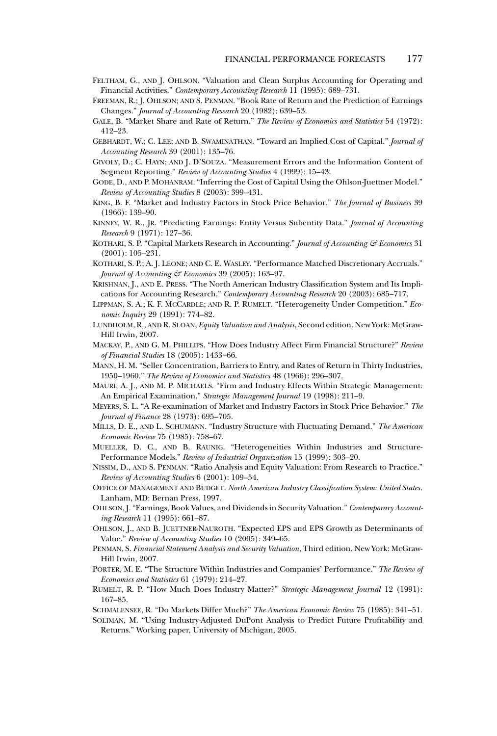Feltham, G., and J. Ohlson. "Valuation and Clean Surplus Accounting for Operating and Financial Activities." *Contemporary Accounting Research* 11 (1995): 689–731.

Freeman, R.; J. Ohlson; and S. Penman. "Book Rate of Return and the Prediction of Earnings Changes." *Journal of Accounting Research* 20 (1982): 639–53.

Gale, B. "Market Share and Rate of Return." *The Review of Economics and Statistics* 54 (1972): 412–23.

Gebhardt, W.; C. Lee; and B. Swaminathan. "Toward an Implied Cost of Capital." *Journal of Accounting Research* 39 (2001): 135–76.

Givoly, D.; C. Hayn; and J. D'Souza. "Measurement Errors and the Information Content of Segment Reporting." *Review of Accounting Studies* 4 (1999): 15–43.

Gode, D., and P. Mohanram. "Inferring the Cost of Capital Using the Ohlson-Juettner Model." *Review of Accounting Studies* 8 (2003): 399–431.

King, B. F. "Market and Industry Factors in Stock Price Behavior." *The Journal of Business* 39 (1966): 139–90.

Kinney, W. R., Jr. "Predicting Earnings: Entity Versus Subentity Data." *Journal of Accounting Research* 9 (1971): 127–36.

Kothari, S. P. "Capital Markets Research in Accounting." *Journal of Accounting & Economics* 31 (2001): 105–231.

Kothari, S. P.; A. J. Leone; and C. E. Wasley. "Performance Matched Discretionary Accruals." *Journal of Accounting & Economics* 39 (2005): 163–97.

Krishnan, J., and E. Press. "The North American Industry Classification System and Its Implications for Accounting Research." *Contemporary Accounting Research* 20 (2003): 685–717.

Lippman, S. A.; K. F. McCardle; and R. P. Rumelt. "Heterogeneity Under Competition." *Economic Inquiry* 29 (1991): 774–82.

Lundholm, R., and R. Sloan, *Equity Valuation and Analysis*, Second edition. New York: McGraw-Hill Irwin, 2007.

Mackay, P., and G. M. Phillips. "How Does Industry Affect Firm Financial Structure?" *Review of Financial Studies* 18 (2005): 1433–66.

Mann, H. M. "Seller Concentration, Barriers to Entry, and Rates of Return in Thirty Industries, 1950–1960." *The Review of Economics and Statistics* 48 (1966): 296–307.

Mauri, A. J., and M. P. Michaels. "Firm and Industry Effects Within Strategic Management: An Empirical Examination." *Strategic Management Journal* 19 (1998): 211–9.

Meyers, S. L. "A Re-examination of Market and Industry Factors in Stock Price Behavior." *The Journal of Finance* 28 (1973): 695–705.

Mills, D. E., and L. Schumann. "Industry Structure with Fluctuating Demand." *The American Economic Review* 75 (1985): 758–67.

Mueller, D. C., and B. Raunig. "Heterogeneities Within Industries and Structure-Performance Models." *Review of Industrial Organization* 15 (1999): 303–20.

Nissim, D., and S. Penman. "Ratio Analysis and Equity Valuation: From Research to Practice." *Review of Accounting Studies* 6 (2001): 109–54.

Office of Management and Budget. *North American Industry Classification System: United States*. Lanham, MD: Bernan Press, 1997.

Ohlson, J. "Earnings, Book Values, and Dividends in Security Valuation." *Contemporary Accounting Research* 11 (1995): 661–87.

Ohlson, J., and B. Juettner-Nauroth. "Expected EPS and EPS Growth as Determinants of Value." *Review of Accounting Studies* 10 (2005): 349–65.

Penman, S. *Financial Statement Analysis and Security Valuation*, Third edition. New York: McGraw-Hill Irwin, 2007.

Porter, M. E. "The Structure Within Industries and Companies' Performance." *The Review of Economics and Statistics* 61 (1979): 214–27.

Rumelt, R. P. "How Much Does Industry Matter?" *Strategic Management Journal* 12 (1991): 167–85.

Schmalensee, R. "Do Markets Differ Much?" *The American Economic Review* 75 (1985): 341–51.

Soliman, M. "Using Industry-Adjusted DuPont Analysis to Predict Future Profitability and Returns." Working paper, University of Michigan, 2005.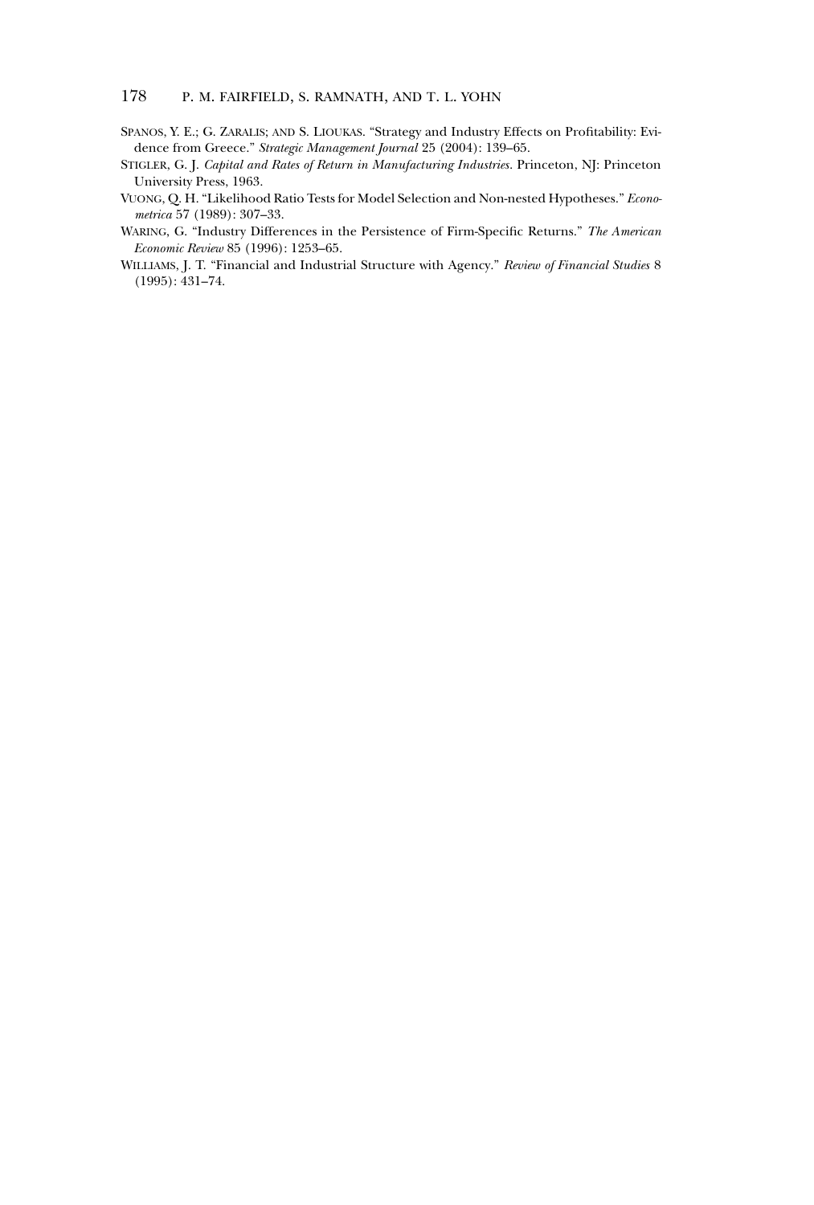Spanos, Y. E.; G. Zaralis; and S. Lioukas. "Strategy and Industry Effects on Profitability: Evidence from Greece." *Strategic Management Journal* 25 (2004): 139–65.

Stigler, G. J. *Capital and Rates of Return in Manufacturing Industries*. Princeton, NJ: Princeton University Press, 1963.

Vuong, Q. H. "Likelihood Ratio Tests for Model Selection and Non-nested Hypotheses." *Econometrica* 57 (1989): 307–33.

Waring, G. "Industry Differences in the Persistence of Firm-Specific Returns." *The American Economic Review* 85 (1996): 1253–65.

Williams, J. T. "Financial and Industrial Structure with Agency." *Review of Financial Studies* 8 (1995): 431–74.